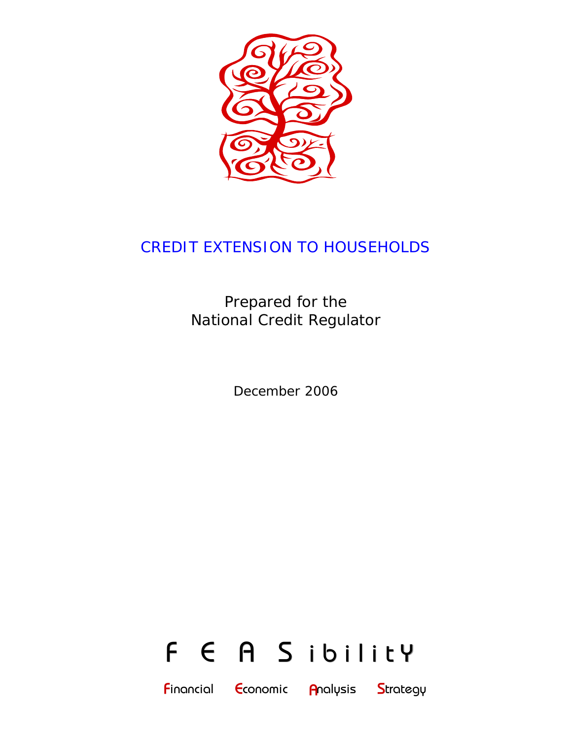# CREDIT EXTENSION TO HOUSEHOLDS

Prepared for the
National Credit Regulator

December 2006

F E A SibilitY

Financial Economic Analysis Strategy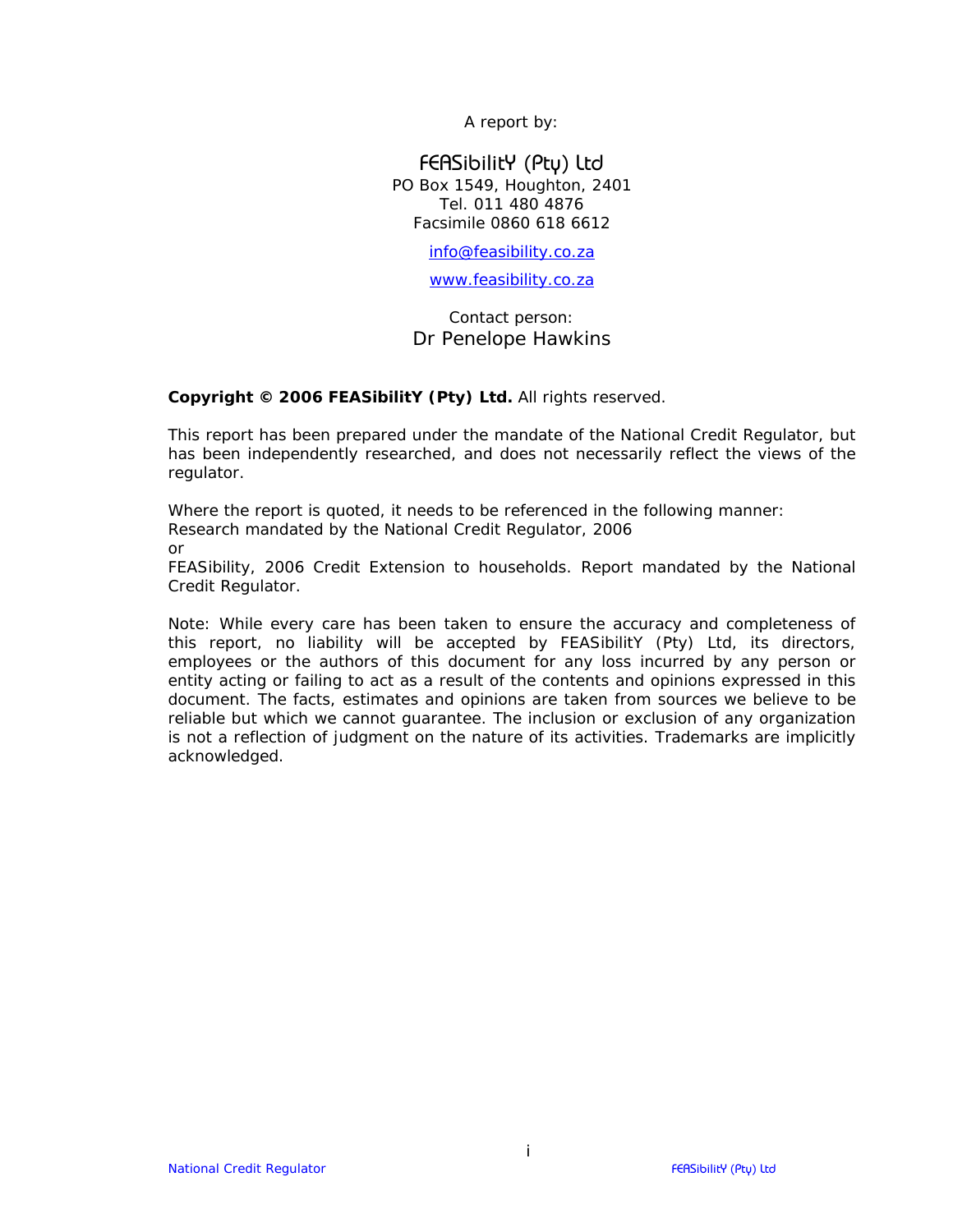A report by:

FEASibilitY (Pty) Ltd
PO Box 1549, Houghton, 2401
Tel. 011 480 4876
Facsimile 0860 618 6612

info@feasibility.co.za

www.feasibility.co.za

Contact person:
Dr Penelope Hawkins

**Copyright © 2006 FEASibilitY (Pty) Ltd.** All rights reserved.

This report has been prepared under the mandate of the National Credit Regulator, but has been independently researched, and does not necessarily reflect the views of the regulator.

Where the report is quoted, it needs to be referenced in the following manner:
Research mandated by the National Credit Regulator, 2006
or
FEASibility, 2006 Credit Extension to households. Report mandated by the National Credit Regulator.

Note: While every care has been taken to ensure the accuracy and completeness of this report, no liability will be accepted by FEASibilitY (Pty) Ltd, its directors, employees or the authors of this document for any loss incurred by any person or entity acting or failing to act as a result of the contents and opinions expressed in this document. The facts, estimates and opinions are taken from sources we believe to be reliable but which we cannot guarantee. The inclusion or exclusion of any organization is not a reflection of judgment on the nature of its activities. Trademarks are implicitly acknowledged.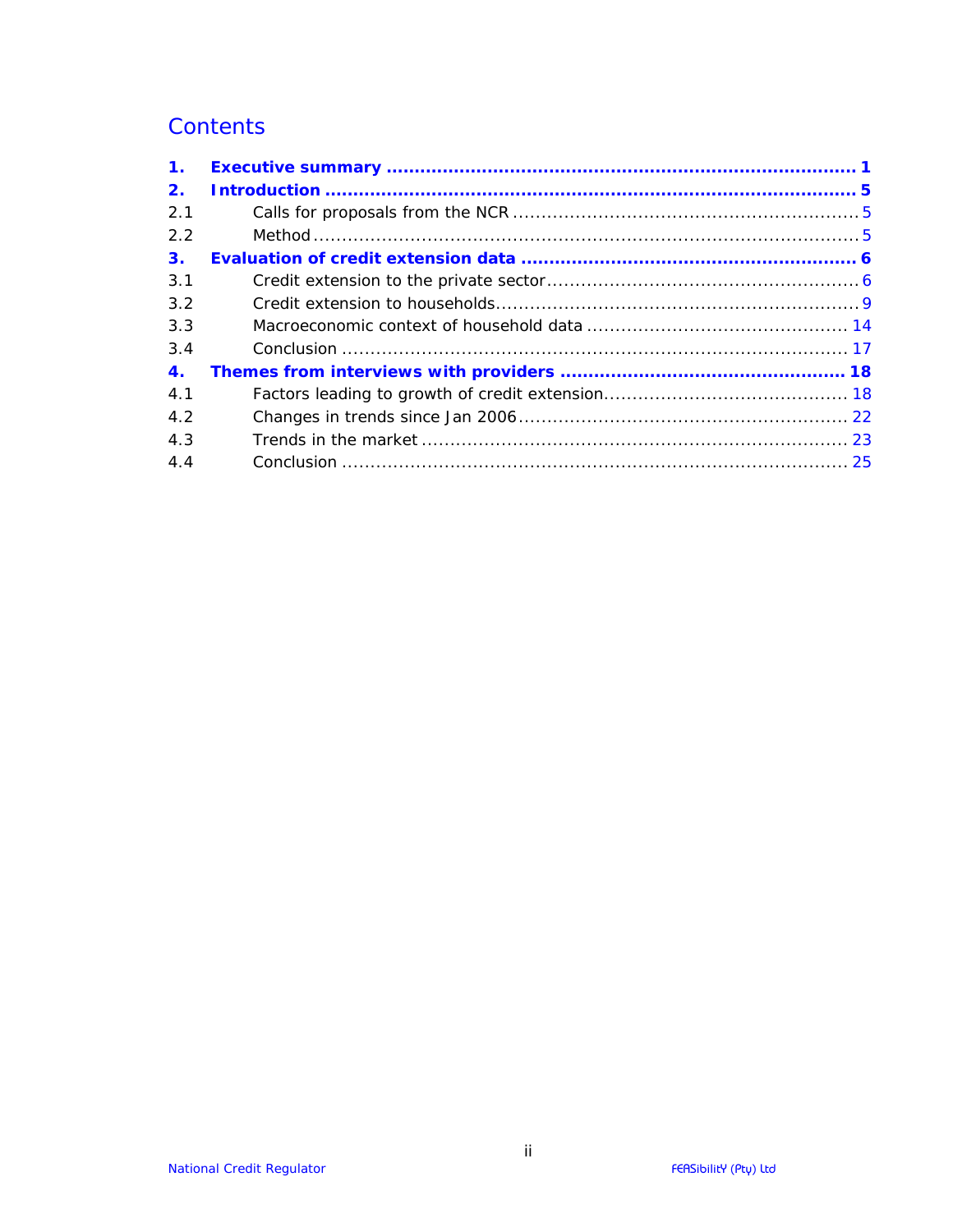# Contents

**1. Executive summary ............................................................................ 1**

**2. Introduction ........................................................................................ 5**

2.1 Calls for proposals from the NCR ............................................................ 5

2.2 Method ................................................................................................ 5

**3. Evaluation of credit extension data ...................................................... 6**

3.1 Credit extension to the private sector ...................................................... 6

3.2 Credit extension to households ................................................................ 9

3.3 Macroeconomic context of household data ............................................. 14

3.4 Conclusion ......................................................................................... 17

**4. Themes from interviews with providers ................................................. 18**

4.1 Factors leading to growth of credit extension .......................................... 18

4.2 Changes in trends since Jan 2006 .......................................................... 22

4.3 Trends in the market ........................................................................... 23

4.4 Conclusion ......................................................................................... 25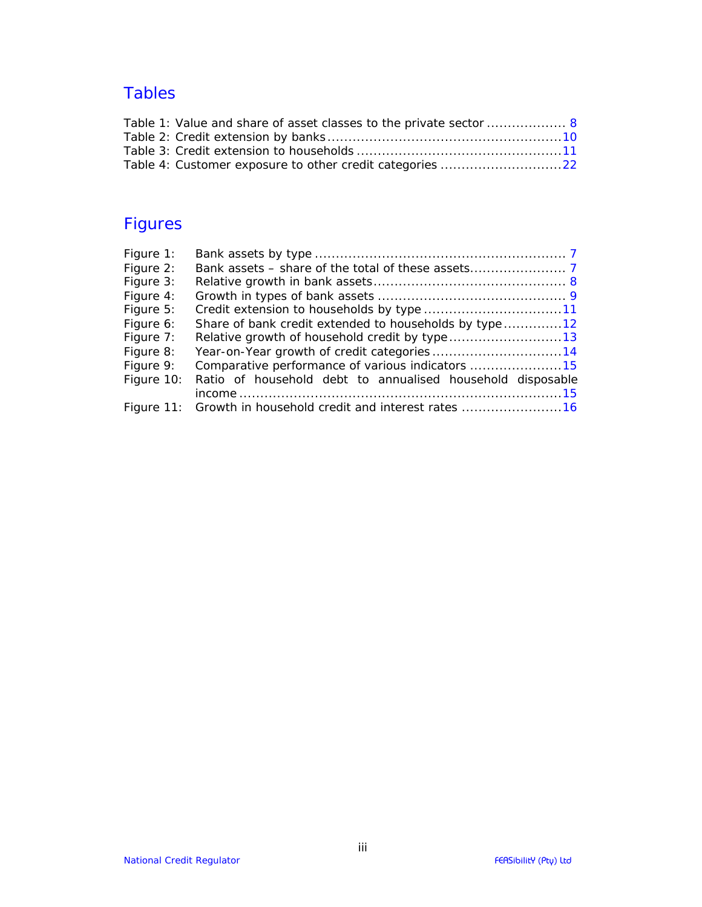## Tables

Table 1: Value and share of asset classes to the private sector .................. 8
Table 2: Credit extension by banks .......................................................10
Table 3: Credit extension to households ................................................11
Table 4: Customer exposure to other credit categories ............................22

## Figures

Figure 1: Bank assets by type ........................................................... 7
Figure 2: Bank assets – share of the total of these assets....................... 7
Figure 3: Relative growth in bank assets............................................. 8
Figure 4: Growth in types of bank assets ............................................ 9
Figure 5: Credit extension to households by type .................................11
Figure 6: Share of bank credit extended to households by type..............12
Figure 7: Relative growth of household credit by type...........................13
Figure 8: Year-on-Year growth of credit categories ...............................14
Figure 9: Comparative performance of various indicators ......................15
Figure 10: Ratio of household debt to annualised household disposable income ..........................................................................15
Figure 11: Growth in household credit and interest rates ........................16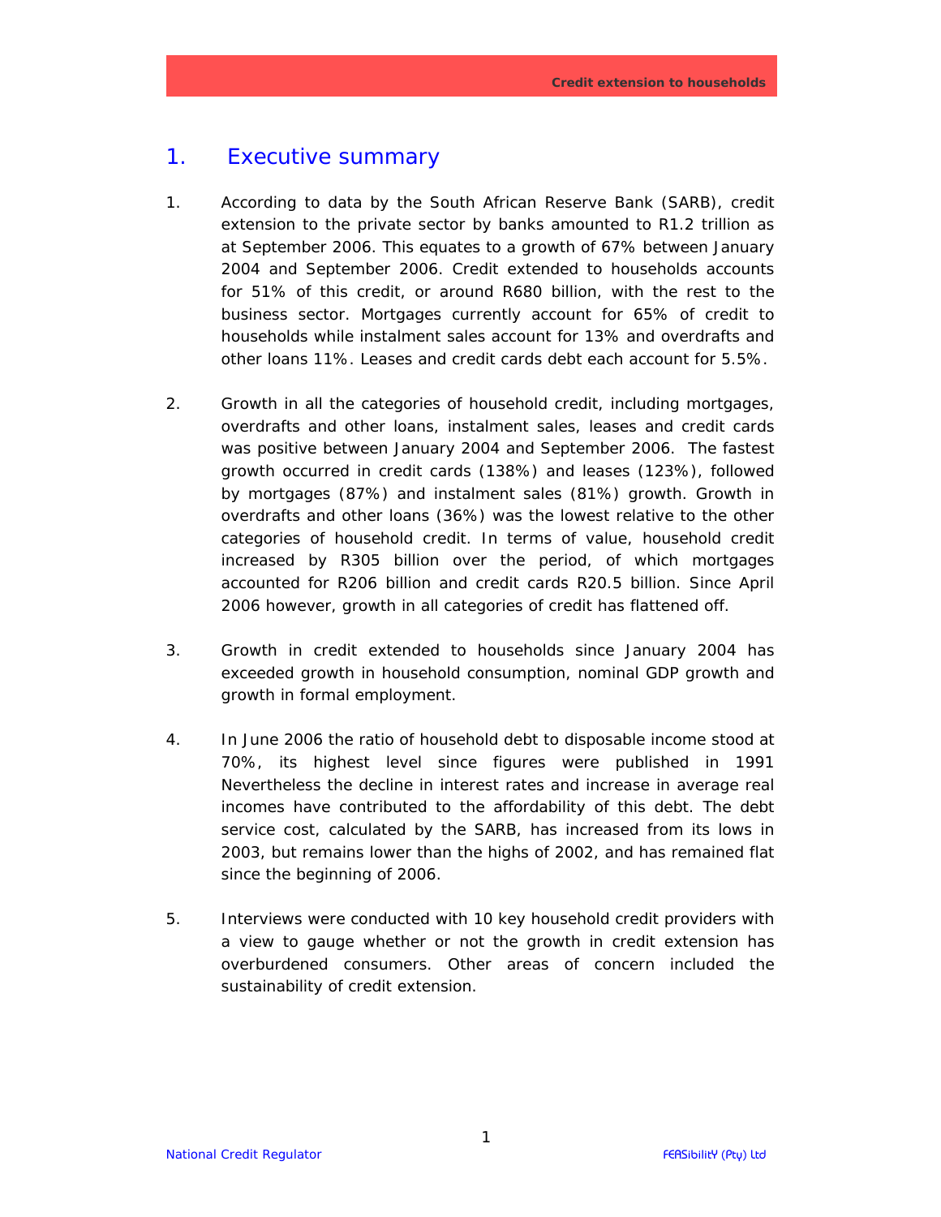# 1. Executive summary

1. According to data by the South African Reserve Bank (SARB), credit extension to the private sector by banks amounted to R1.2 trillion as at September 2006. This equates to a growth of 67% between January 2004 and September 2006. Credit extended to households accounts for 51% of this credit, or around R680 billion, with the rest to the business sector. Mortgages currently account for 65% of credit to households while instalment sales account for 13% and overdrafts and other loans 11%. Leases and credit cards debt each account for 5.5%.

2. Growth in all the categories of household credit, including mortgages, overdrafts and other loans, instalment sales, leases and credit cards was positive between January 2004 and September 2006. The fastest growth occurred in credit cards (138%) and leases (123%), followed by mortgages (87%) and instalment sales (81%) growth. Growth in overdrafts and other loans (36%) was the lowest relative to the other categories of household credit. In terms of value, household credit increased by R305 billion over the period, of which mortgages accounted for R206 billion and credit cards R20.5 billion. Since April 2006 however, growth in all categories of credit has flattened off.

3. Growth in credit extended to households since January 2004 has exceeded growth in household consumption, nominal GDP growth and growth in formal employment.

4. In June 2006 the ratio of household debt to disposable income stood at 70%, its highest level since figures were published in 1991 Nevertheless the decline in interest rates and increase in average real incomes have contributed to the affordability of this debt. The debt service cost, calculated by the SARB, has increased from its lows in 2003, but remains lower than the highs of 2002, and has remained flat since the beginning of 2006.

5. Interviews were conducted with 10 key household credit providers with a view to gauge whether or not the growth in credit extension has overburdened consumers. Other areas of concern included the sustainability of credit extension.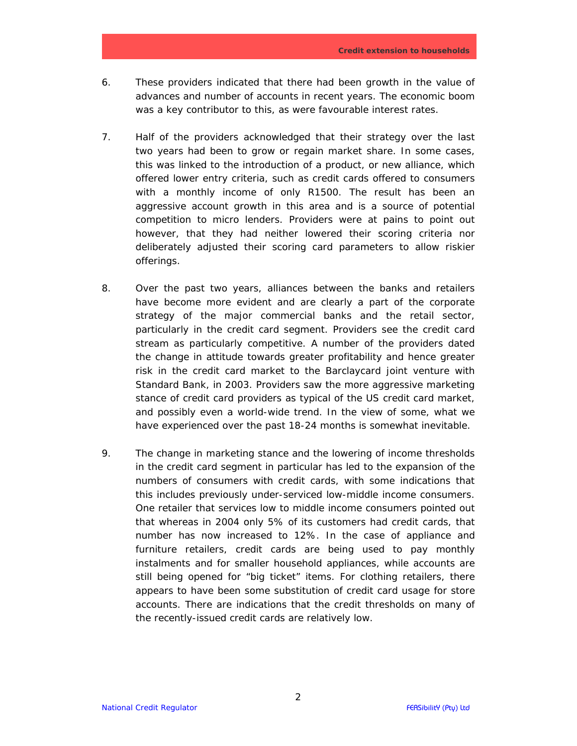6. These providers indicated that there had been growth in the value of advances and number of accounts in recent years. The economic boom was a key contributor to this, as were favourable interest rates.

7. Half of the providers acknowledged that their strategy over the last two years had been to grow or regain market share. In some cases, this was linked to the introduction of a product, or new alliance, which offered lower entry criteria, such as credit cards offered to consumers with a monthly income of only R1500. The result has been an aggressive account growth in this area and is a source of potential competition to micro lenders. Providers were at pains to point out however, that they had neither lowered their scoring criteria nor deliberately adjusted their scoring card parameters to allow riskier offerings.

8. Over the past two years, alliances between the banks and retailers have become more evident and are clearly a part of the corporate strategy of the major commercial banks and the retail sector, particularly in the credit card segment. Providers see the credit card stream as particularly competitive. A number of the providers dated the change in attitude towards greater profitability and hence greater risk in the credit card market to the Barclaycard joint venture with Standard Bank, in 2003. Providers saw the more aggressive marketing stance of credit card providers as typical of the US credit card market, and possibly even a world-wide trend. In the view of some, what we have experienced over the past 18-24 months is somewhat inevitable.

9. The change in marketing stance and the lowering of income thresholds in the credit card segment in particular has led to the expansion of the numbers of consumers with credit cards, with some indications that this includes previously under-serviced low-middle income consumers. One retailer that services low to middle income consumers pointed out that whereas in 2004 only 5% of its customers had credit cards, that number has now increased to 12%. In the case of appliance and furniture retailers, credit cards are being used to pay monthly instalments and for smaller household appliances, while accounts are still being opened for "big ticket" items. For clothing retailers, there appears to have been some substitution of credit card usage for store accounts. There are indications that the credit thresholds on many of the recently-issued credit cards are relatively low.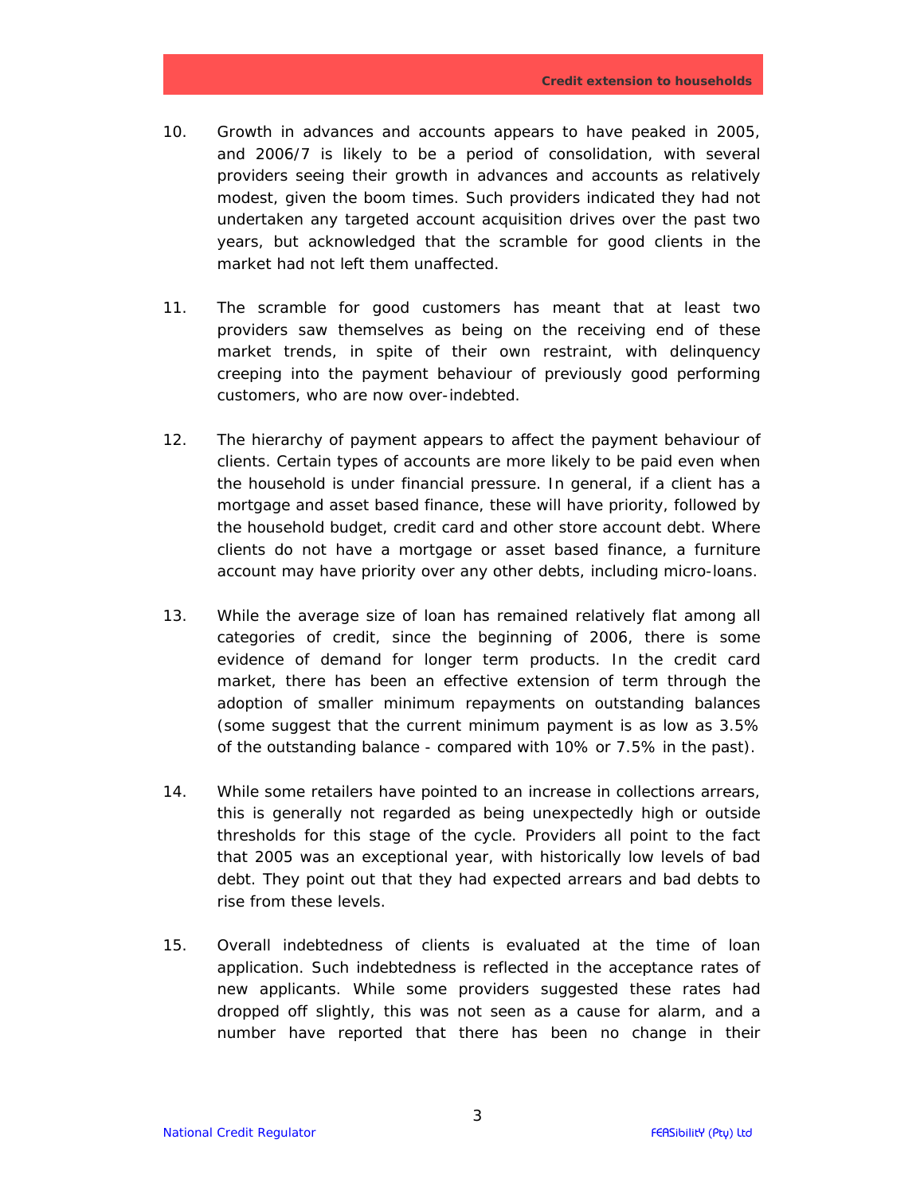10. Growth in advances and accounts appears to have peaked in 2005, and 2006/7 is likely to be a period of consolidation, with several providers seeing their growth in advances and accounts as relatively modest, given the boom times. Such providers indicated they had not undertaken any targeted account acquisition drives over the past two years, but acknowledged that the scramble for good clients in the market had not left them unaffected.

11. The scramble for good customers has meant that at least two providers saw themselves as being on the receiving end of these market trends, in spite of their own restraint, with delinquency creeping into the payment behaviour of previously good performing customers, who are now over-indebted.

12. The hierarchy of payment appears to affect the payment behaviour of clients. Certain types of accounts are more likely to be paid even when the household is under financial pressure. In general, if a client has a mortgage and asset based finance, these will have priority, followed by the household budget, credit card and other store account debt. Where clients do not have a mortgage or asset based finance, a furniture account may have priority over any other debts, including micro-loans.

13. While the average size of loan has remained relatively flat among all categories of credit, since the beginning of 2006, there is some evidence of demand for longer term products. In the credit card market, there has been an effective extension of term through the adoption of smaller minimum repayments on outstanding balances (some suggest that the current minimum payment is as low as 3.5% of the outstanding balance - compared with 10% or 7.5% in the past).

14. While some retailers have pointed to an increase in collections arrears, this is generally not regarded as being unexpectedly high or outside thresholds for this stage of the cycle. Providers all point to the fact that 2005 was an exceptional year, with historically low levels of bad debt. They point out that they had expected arrears and bad debts to rise from these levels.

15. Overall indebtedness of clients is evaluated at the time of loan application. Such indebtedness is reflected in the acceptance rates of new applicants. While some providers suggested these rates had dropped off slightly, this was not seen as a cause for alarm, and a number have reported that there has been no change in their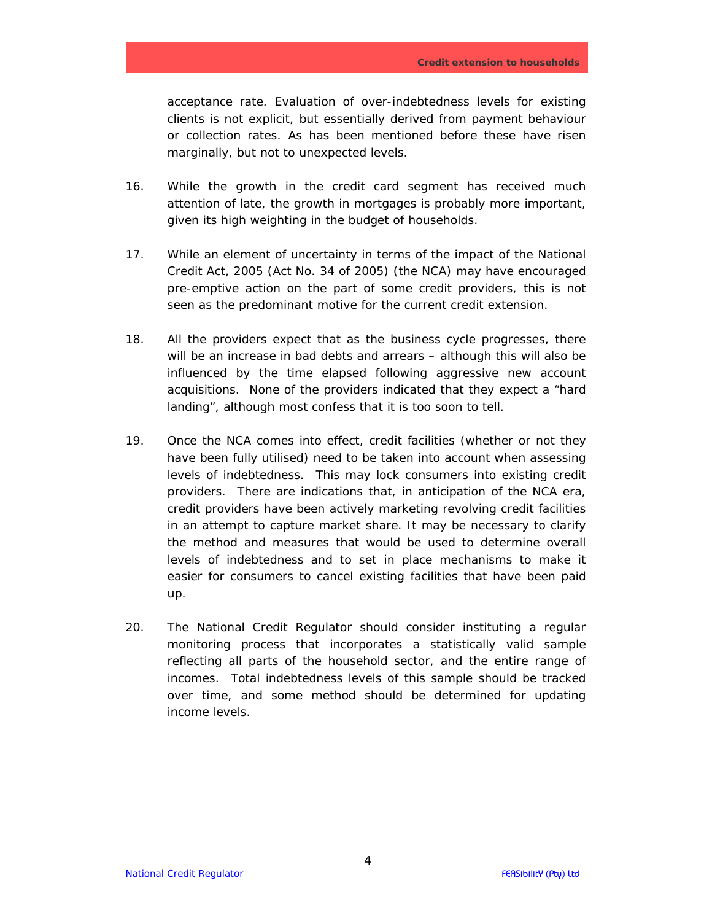acceptance rate. Evaluation of over-indebtedness levels for existing clients is not explicit, but essentially derived from payment behaviour or collection rates. As has been mentioned before these have risen marginally, but not to unexpected levels.

16. While the growth in the credit card segment has received much attention of late, the growth in mortgages is probably more important, given its high weighting in the budget of households.

17. While an element of uncertainty in terms of the impact of the National Credit Act, 2005 (Act No. 34 of 2005) (the NCA) may have encouraged pre-emptive action on the part of some credit providers, this is not seen as the predominant motive for the current credit extension.

18. All the providers expect that as the business cycle progresses, there will be an increase in bad debts and arrears – although this will also be influenced by the time elapsed following aggressive new account acquisitions. None of the providers indicated that they expect a "hard landing", although most confess that it is too soon to tell.

19. Once the NCA comes into effect, credit facilities (whether or not they have been fully utilised) need to be taken into account when assessing levels of indebtedness. This may lock consumers into existing credit providers. There are indications that, in anticipation of the NCA era, credit providers have been actively marketing revolving credit facilities in an attempt to capture market share. It may be necessary to clarify the method and measures that would be used to determine overall levels of indebtedness and to set in place mechanisms to make it easier for consumers to cancel existing facilities that have been paid up.

20. The National Credit Regulator should consider instituting a regular monitoring process that incorporates a statistically valid sample reflecting all parts of the household sector, and the entire range of incomes. Total indebtedness levels of this sample should be tracked over time, and some method should be determined for updating income levels.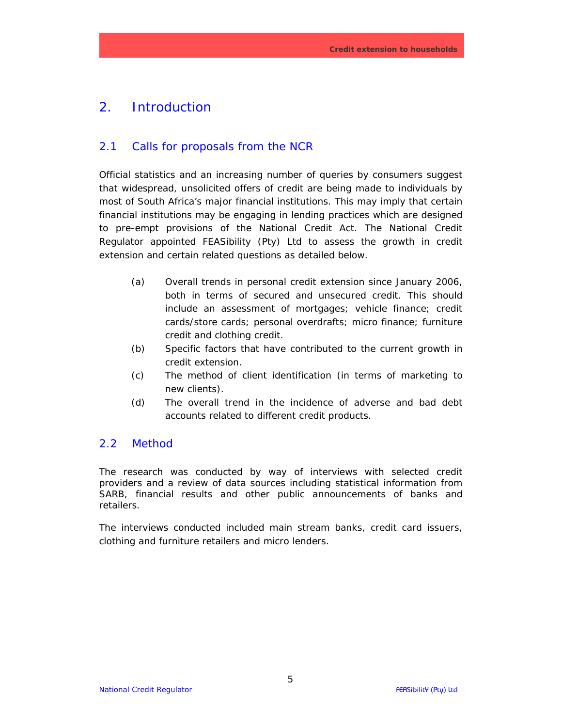# 2. Introduction

## 2.1 Calls for proposals from the NCR

Official statistics and an increasing number of queries by consumers suggest that widespread, unsolicited offers of credit are being made to individuals by most of South Africa's major financial institutions. This may imply that certain financial institutions may be engaging in lending practices which are designed to pre-empt provisions of the National Credit Act. The National Credit Regulator appointed FEASibility (Pty) Ltd to assess the growth in credit extension and certain related questions as detailed below.

(a) Overall trends in personal credit extension since January 2006, both in terms of secured and unsecured credit. This should include an assessment of mortgages; vehicle finance; credit cards/store cards; personal overdrafts; micro finance; furniture credit and clothing credit.

(b) Specific factors that have contributed to the current growth in credit extension.

(c) The method of client identification (in terms of marketing to new clients).

(d) The overall trend in the incidence of adverse and bad debt accounts related to different credit products.

## 2.2 Method

The research was conducted by way of interviews with selected credit providers and a review of data sources including statistical information from SARB, financial results and other public announcements of banks and retailers.

The interviews conducted included main stream banks, credit card issuers, clothing and furniture retailers and micro lenders.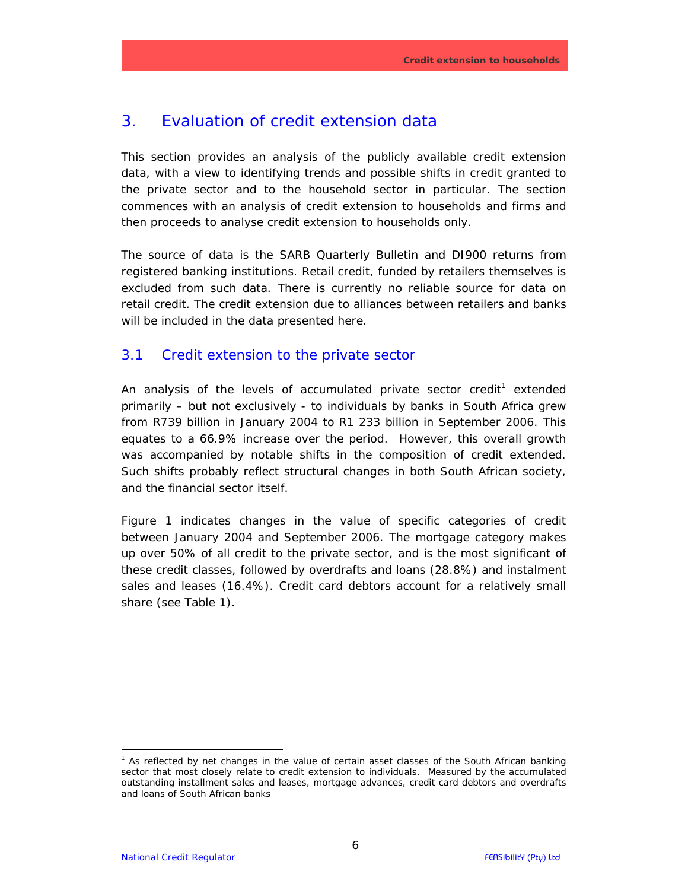# 3. Evaluation of credit extension data

This section provides an analysis of the publicly available credit extension data, with a view to identifying trends and possible shifts in credit granted to the private sector and to the household sector in particular. The section commences with an analysis of credit extension to households and firms and then proceeds to analyse credit extension to households only.

The source of data is the SARB Quarterly Bulletin and DI900 returns from registered banking institutions. Retail credit, funded by retailers themselves is excluded from such data. There is currently no reliable source for data on retail credit. The credit extension due to alliances between retailers and banks will be included in the data presented here.

## 3.1 Credit extension to the private sector

An analysis of the levels of accumulated private sector credit[1] extended primarily – but not exclusively - to individuals by banks in South Africa grew from R739 billion in January 2004 to R1 233 billion in September 2006. This equates to a 66.9% increase over the period. However, this overall growth was accompanied by notable shifts in the composition of credit extended. Such shifts probably reflect structural changes in both South African society, and the financial sector itself.

Figure 1 indicates changes in the value of specific categories of credit between January 2004 and September 2006. The mortgage category makes up over 50% of all credit to the private sector, and is the most significant of these credit classes, followed by overdrafts and loans (28.8%) and instalment sales and leases (16.4%). Credit card debtors account for a relatively small share (see Table 1).

---

[1] As reflected by net changes in the value of certain asset classes of the South African banking sector that most closely relate to credit extension to individuals. Measured by the accumulated outstanding installment sales and leases, mortgage advances, credit card debtors and overdrafts and loans of South African banks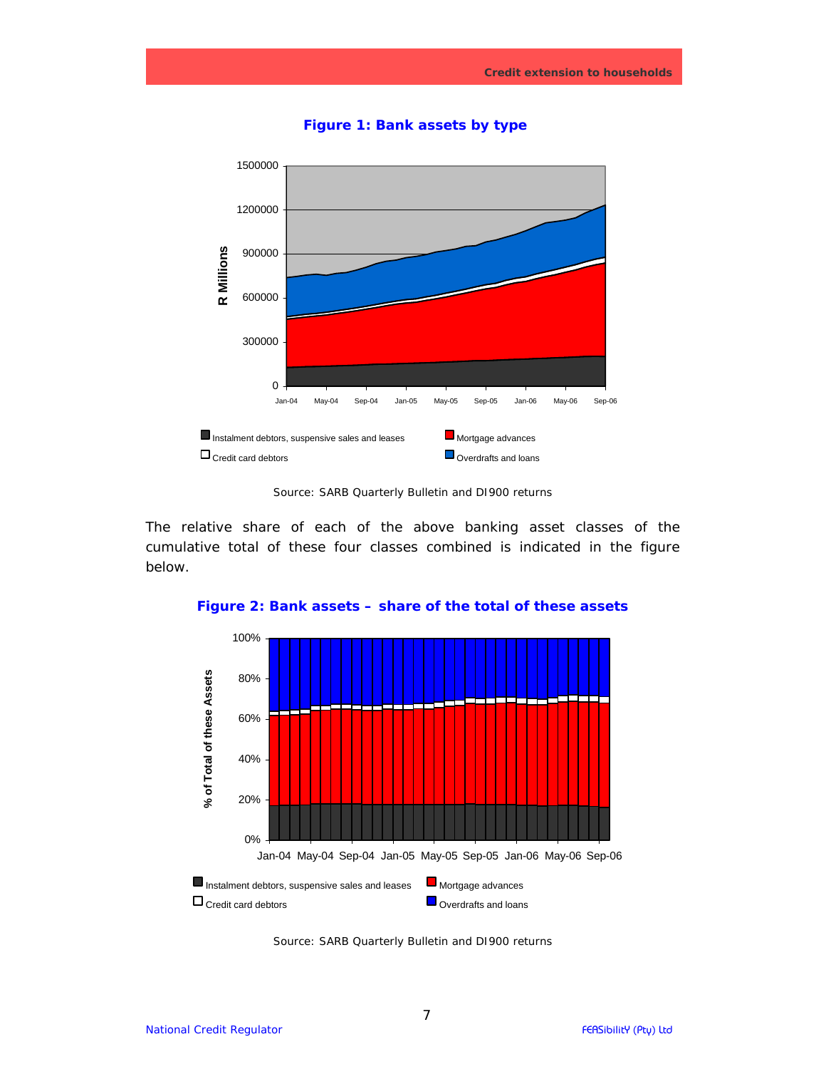**Figure 1: Bank assets by type**

Source: SARB Quarterly Bulletin and DI900 returns

The relative share of each of the above banking asset classes of the cumulative total of these four classes combined is indicated in the figure below.

**Figure 2: Bank assets – share of the total of these assets**

Source: SARB Quarterly Bulletin and DI900 returns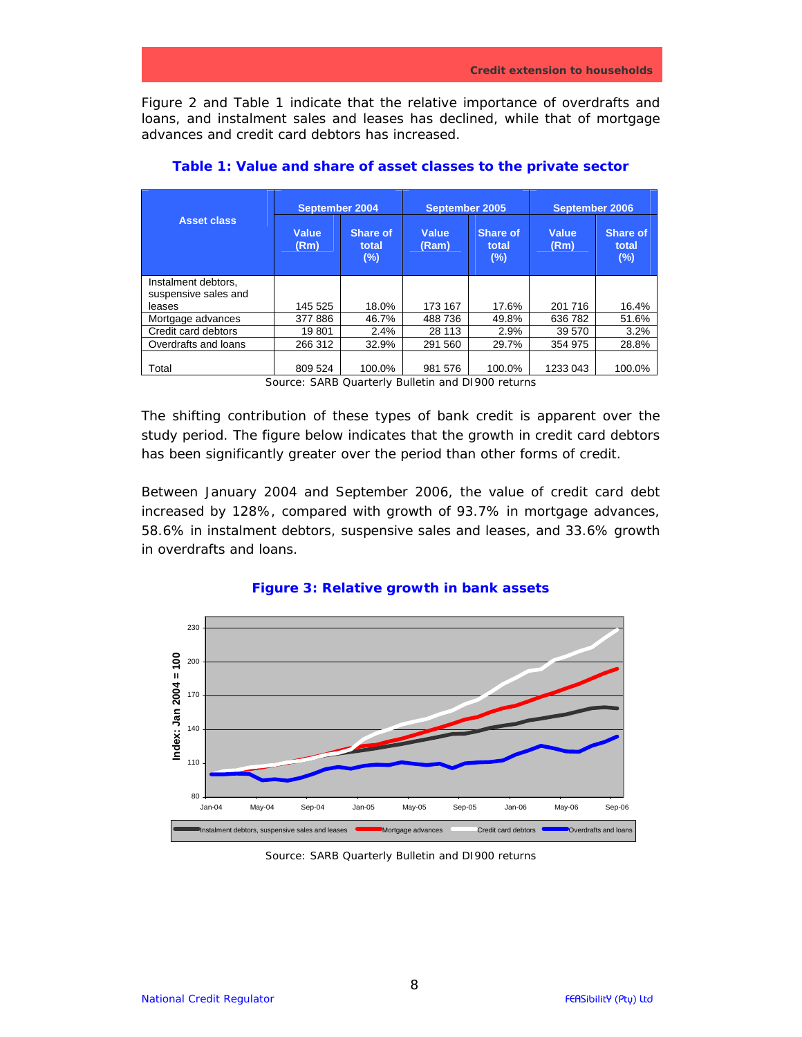Figure 2 and Table 1 indicate that the relative importance of overdrafts and loans, and instalment sales and leases has declined, while that of mortgage advances and credit card debtors has increased.

### Table 1: Value and share of asset classes to the private sector

| Asset class | September 2004 | | September 2005 | | September 2006 | |
|---|---|---|---|---|---|---|
| | Value (Rm) | Share of total (%) | Value (Ram) | Share of total (%) | Value (Rm) | Share of total (%) |
| Instalment debtors, suspensive sales and leases | 145 525 | 18.0% | 173 167 | 17.6% | 201 716 | 16.4% |
| Mortgage advances | 377 886 | 46.7% | 488 736 | 49.8% | 636 782 | 51.6% |
| Credit card debtors | 19 801 | 2.4% | 28 113 | 2.9% | 39 570 | 3.2% |
| Overdrafts and loans | 266 312 | 32.9% | 291 560 | 29.7% | 354 975 | 28.8% |
| Total | 809 524 | 100.0% | 981 576 | 100.0% | 1233 043 | 100.0% |

Source: SARB Quarterly Bulletin and DI900 returns

The shifting contribution of these types of bank credit is apparent over the study period. The figure below indicates that the growth in credit card debtors has been significantly greater over the period than other forms of credit.

Between January 2004 and September 2006, the value of credit card debt increased by 128%, compared with growth of 93.7% in mortgage advances, 58.6% in instalment debtors, suspensive sales and leases, and 33.6% growth in overdrafts and loans.

### Figure 3: Relative growth in bank assets

Source: SARB Quarterly Bulletin and DI900 returns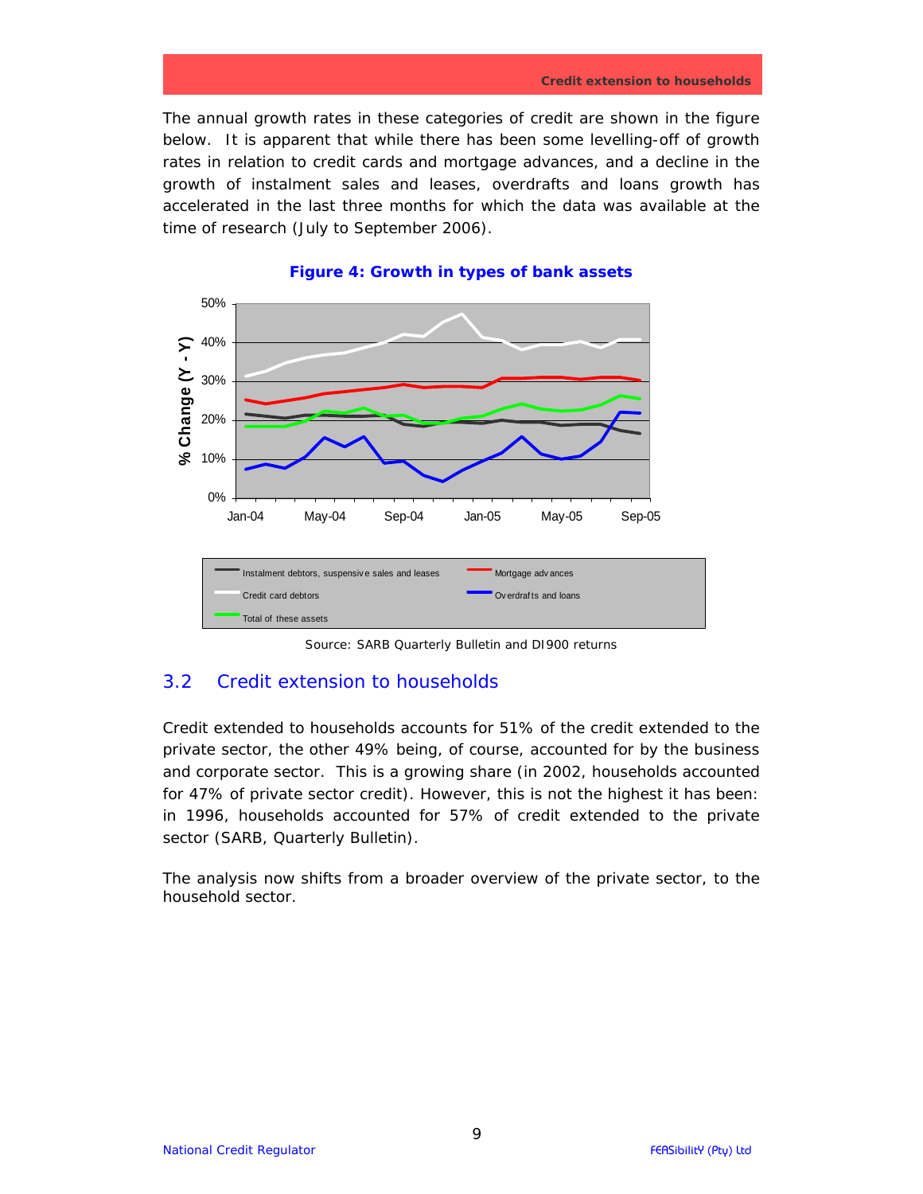The annual growth rates in these categories of credit are shown in the figure below. It is apparent that while there has been some levelling-off of growth rates in relation to credit cards and mortgage advances, and a decline in the growth of instalment sales and leases, overdrafts and loans growth has accelerated in the last three months for which the data was available at the time of research (July to September 2006).

**Figure 4: Growth in types of bank assets**

Source: SARB Quarterly Bulletin and DI900 returns

## 3.2 Credit extension to households

Credit extended to households accounts for 51% of the credit extended to the private sector, the other 49% being, of course, accounted for by the business and corporate sector. This is a growing share (in 2002, households accounted for 47% of private sector credit). However, this is not the highest it has been: in 1996, households accounted for 57% of credit extended to the private sector (SARB, Quarterly Bulletin).

The analysis now shifts from a broader overview of the private sector, to the household sector.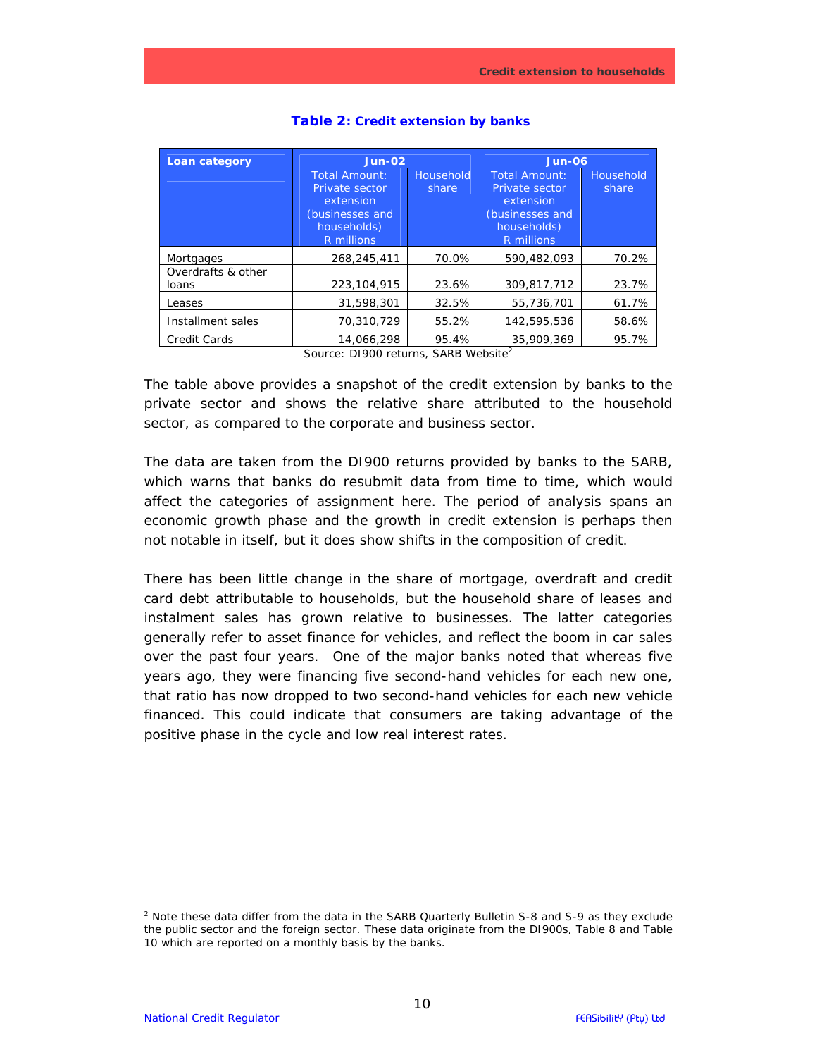**Table 2: Credit extension by banks**

| Loan category | Jun-02 | | Jun-06 | |
|---|---|---|---|---|
| | Total Amount: Private sector extension (businesses and households) R millions | Household share | Total Amount: Private sector extension (businesses and households) R millions | Household share |
| Mortgages | 268,245,411 | 70.0% | 590,482,093 | 70.2% |
| Overdrafts & other loans | 223,104,915 | 23.6% | 309,817,712 | 23.7% |
| Leases | 31,598,301 | 32.5% | 55,736,701 | 61.7% |
| Installment sales | 70,310,729 | 55.2% | 142,595,536 | 58.6% |
| Credit Cards | 14,066,298 | 95.4% | 35,909,369 | 95.7% |

Source: DI900 returns, SARB Website[2]

The table above provides a snapshot of the credit extension by banks to the private sector and shows the relative share attributed to the household sector, as compared to the corporate and business sector.

The data are taken from the DI900 returns provided by banks to the SARB, which warns that banks do resubmit data from time to time, which would affect the categories of assignment here. The period of analysis spans an economic growth phase and the growth in credit extension is perhaps then not notable in itself, but it does show shifts in the composition of credit.

There has been little change in the share of mortgage, overdraft and credit card debt attributable to households, but the household share of leases and instalment sales has grown relative to businesses. The latter categories generally refer to asset finance for vehicles, and reflect the boom in car sales over the past four years. One of the major banks noted that whereas five years ago, they were financing five second-hand vehicles for each new one, that ratio has now dropped to two second-hand vehicles for each new vehicle financed. This could indicate that consumers are taking advantage of the positive phase in the cycle and low real interest rates.

[2] Note these data differ from the data in the SARB Quarterly Bulletin S-8 and S-9 as they exclude the public sector and the foreign sector. These data originate from the DI900s, Table 8 and Table 10 which are reported on a monthly basis by the banks.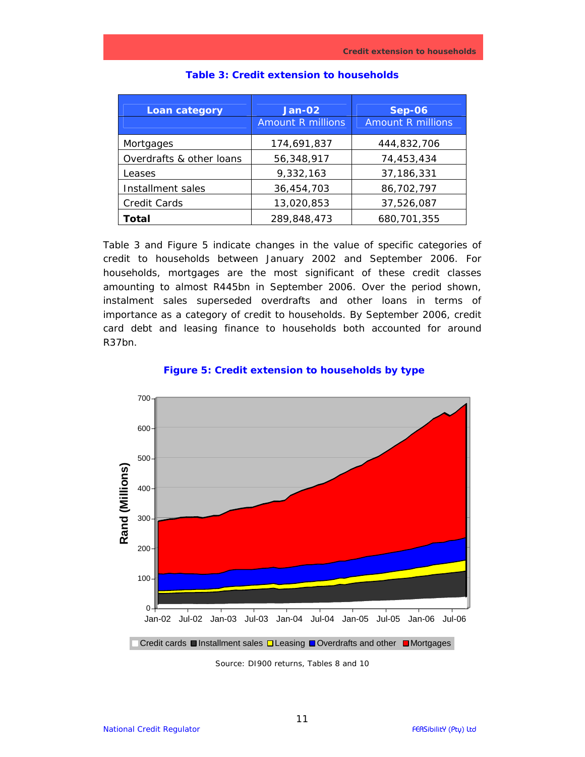**Table 3: Credit extension to households**

| Loan category | Jan-02<br>Amount R millions | Sep-06<br>Amount R millions |
|---|---|---|
| Mortgages | 174,691,837 | 444,832,706 |
| Overdrafts & other loans | 56,348,917 | 74,453,434 |
| Leases | 9,332,163 | 37,186,331 |
| Installment sales | 36,454,703 | 86,702,797 |
| Credit Cards | 13,020,853 | 37,526,087 |
| **Total** | 289,848,473 | 680,701,355 |

Table 3 and Figure 5 indicate changes in the value of specific categories of credit to households between January 2002 and September 2006. For households, mortgages are the most significant of these credit classes amounting to almost R445bn in September 2006. Over the period shown, instalment sales superseded overdrafts and other loans in terms of importance as a category of credit to households. By September 2006, credit card debt and leasing finance to households both accounted for around R37bn.

**Figure 5: Credit extension to households by type**

Source: DI900 returns, Tables 8 and 10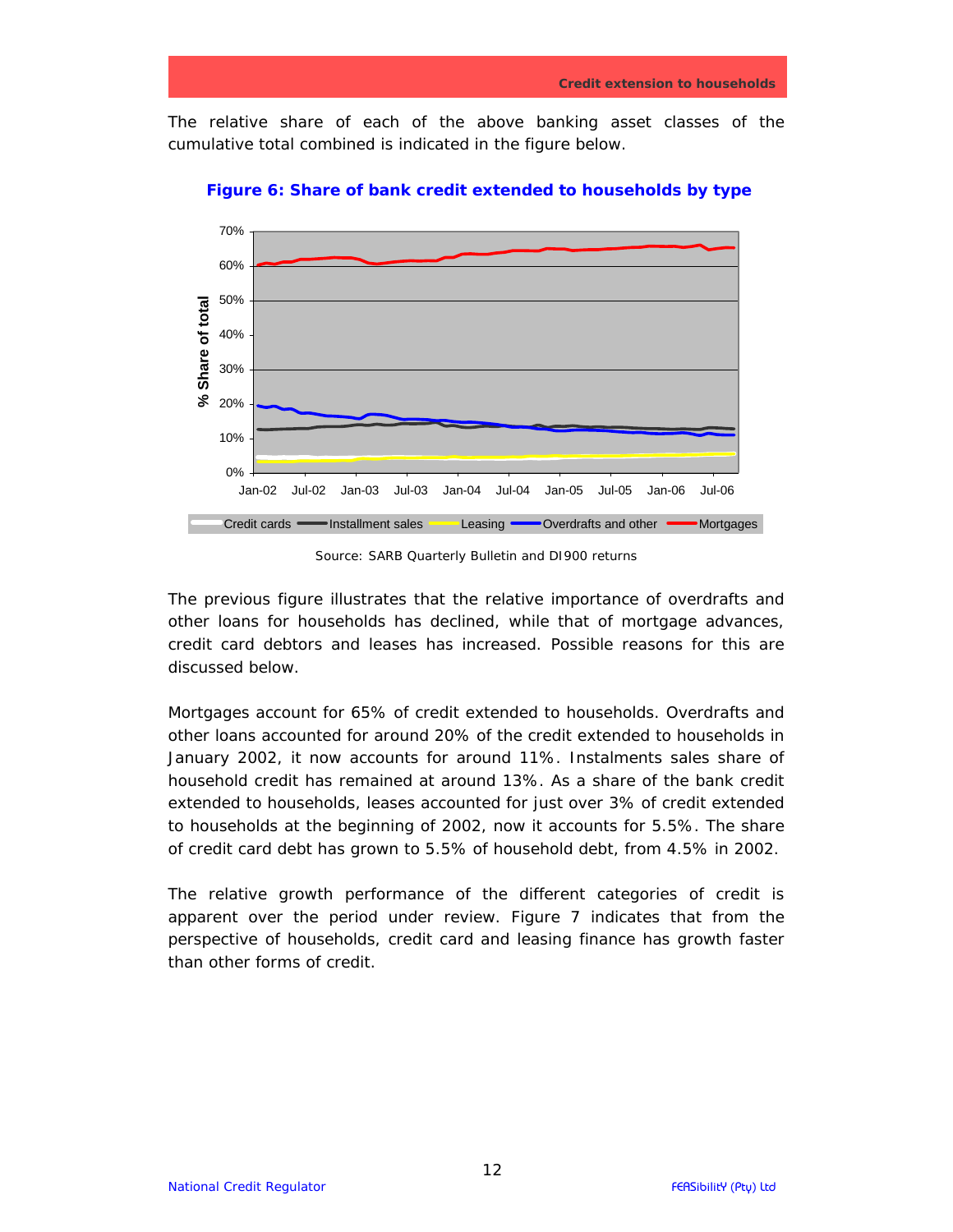The relative share of each of the above banking asset classes of the cumulative total combined is indicated in the figure below.

**Figure 6: Share of bank credit extended to households by type**

Source: SARB Quarterly Bulletin and DI900 returns

The previous figure illustrates that the relative importance of overdrafts and other loans for households has declined, while that of mortgage advances, credit card debtors and leases has increased. Possible reasons for this are discussed below.

Mortgages account for 65% of credit extended to households. Overdrafts and other loans accounted for around 20% of the credit extended to households in January 2002, it now accounts for around 11%. Instalments sales share of household credit has remained at around 13%. As a share of the bank credit extended to households, leases accounted for just over 3% of credit extended to households at the beginning of 2002, now it accounts for 5.5%. The share of credit card debt has grown to 5.5% of household debt, from 4.5% in 2002.

The relative growth performance of the different categories of credit is apparent over the period under review. Figure 7 indicates that from the perspective of households, credit card and leasing finance has growth faster than other forms of credit.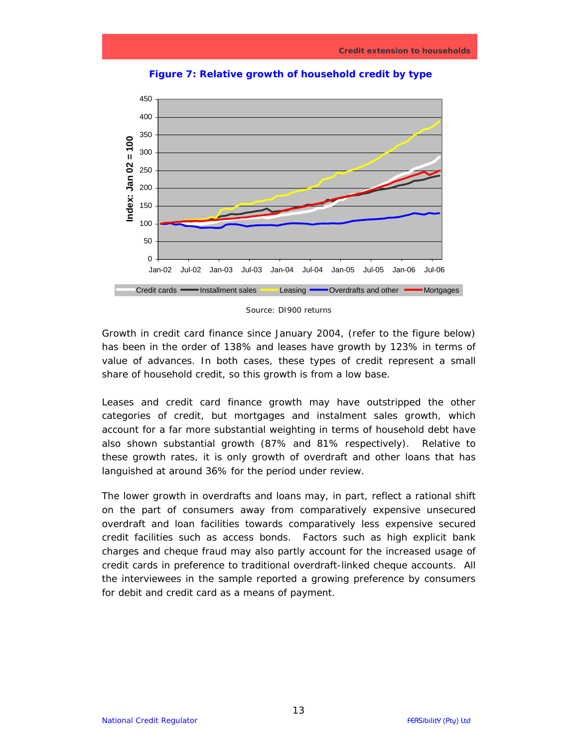**Figure 7: Relative growth of household credit by type**

Source: DI900 returns

Growth in credit card finance since January 2004, (refer to the figure below) has been in the order of 138% and leases have growth by 123% in terms of value of advances. In both cases, these types of credit represent a small share of household credit, so this growth is from a low base.

Leases and credit card finance growth may have outstripped the other categories of credit, but mortgages and instalment sales growth, which account for a far more substantial weighting in terms of household debt have also shown substantial growth (87% and 81% respectively). Relative to these growth rates, it is only growth of overdraft and other loans that has languished at around 36% for the period under review.

The lower growth in overdrafts and loans may, in part, reflect a rational shift on the part of consumers away from comparatively expensive unsecured overdraft and loan facilities towards comparatively less expensive secured credit facilities such as access bonds. Factors such as high explicit bank charges and cheque fraud may also partly account for the increased usage of credit cards in preference to traditional overdraft-linked cheque accounts. All the interviewees in the sample reported a growing preference by consumers for debit and credit card as a means of payment.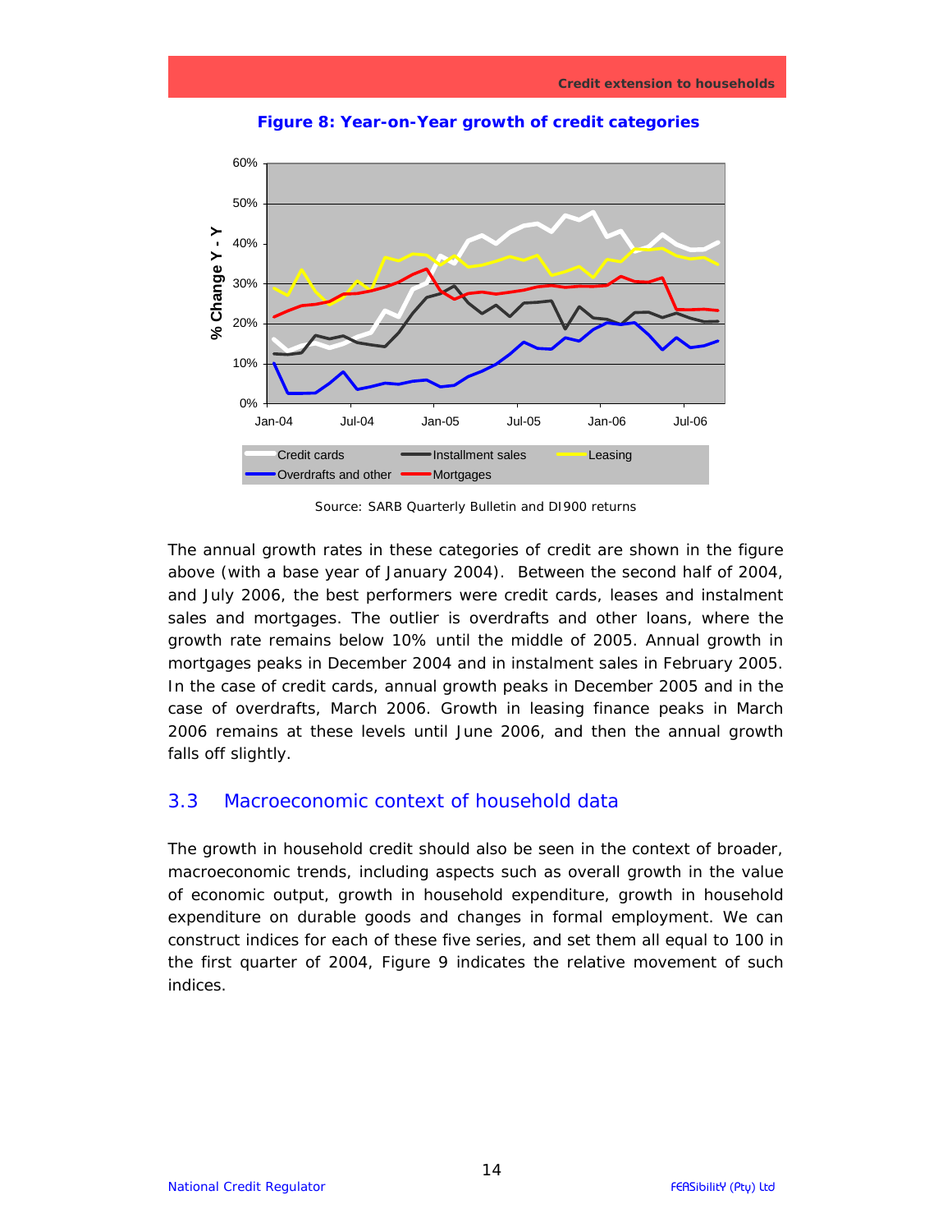**Figure 8: Year-on-Year growth of credit categories**

Source: SARB Quarterly Bulletin and DI900 returns

The annual growth rates in these categories of credit are shown in the figure above (with a base year of January 2004). Between the second half of 2004, and July 2006, the best performers were credit cards, leases and instalment sales and mortgages. The outlier is overdrafts and other loans, where the growth rate remains below 10% until the middle of 2005. Annual growth in mortgages peaks in December 2004 and in instalment sales in February 2005. In the case of credit cards, annual growth peaks in December 2005 and in the case of overdrafts, March 2006. Growth in leasing finance peaks in March 2006 remains at these levels until June 2006, and then the annual growth falls off slightly.

## 3.3 Macroeconomic context of household data

The growth in household credit should also be seen in the context of broader, macroeconomic trends, including aspects such as overall growth in the value of economic output, growth in household expenditure, growth in household expenditure on durable goods and changes in formal employment. We can construct indices for each of these five series, and set them all equal to 100 in the first quarter of 2004, Figure 9 indicates the relative movement of such indices.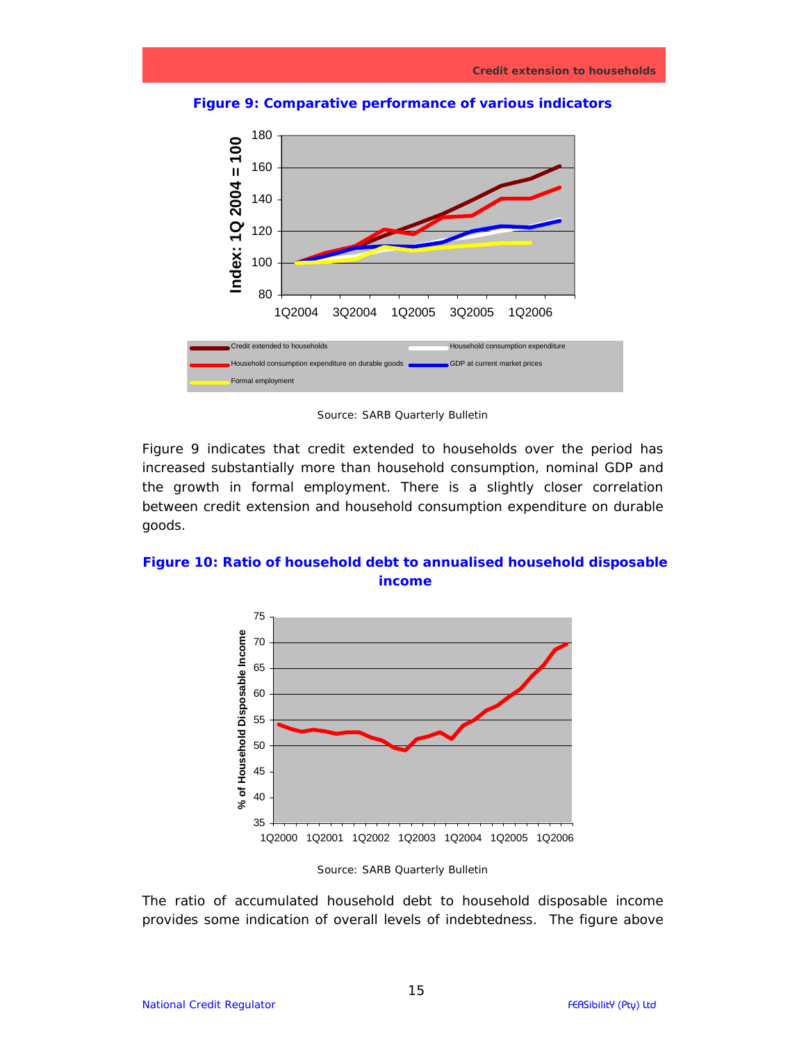**Figure 9: Comparative performance of various indicators**

Source: SARB Quarterly Bulletin

Figure 9 indicates that credit extended to households over the period has increased substantially more than household consumption, nominal GDP and the growth in formal employment. There is a slightly closer correlation between credit extension and household consumption expenditure on durable goods.

**Figure 10: Ratio of household debt to annualised household disposable income**

Source: SARB Quarterly Bulletin

The ratio of accumulated household debt to household disposable income provides some indication of overall levels of indebtedness. The figure above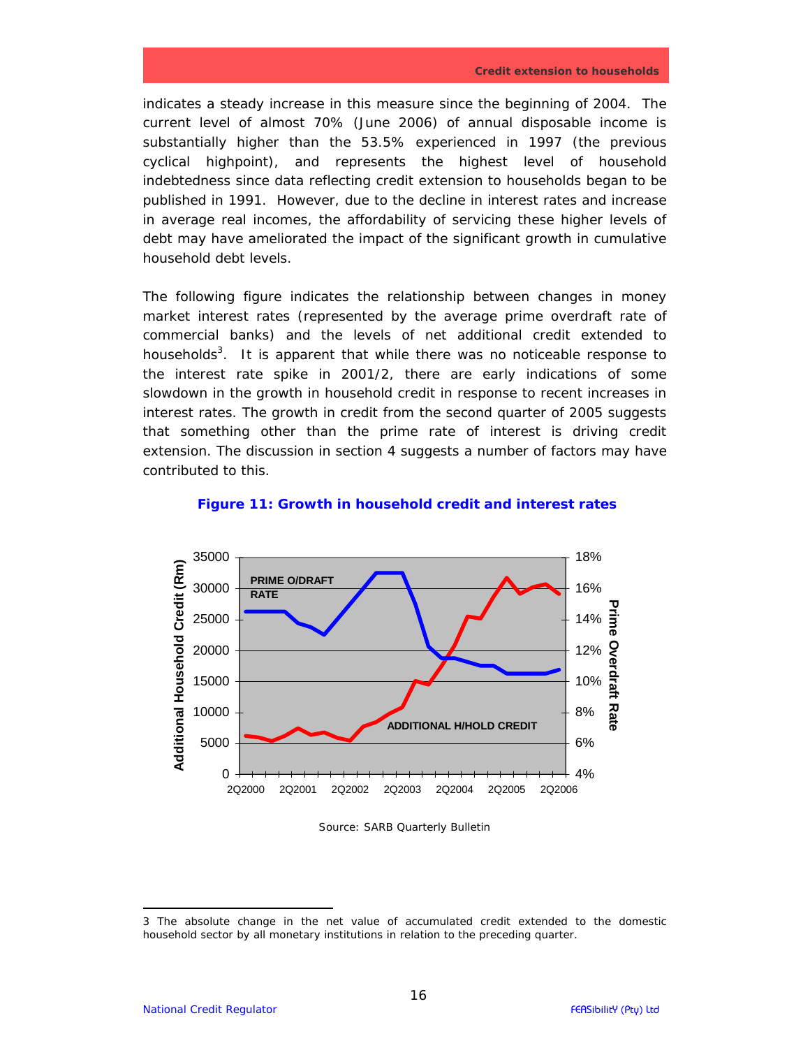indicates a steady increase in this measure since the beginning of 2004. The current level of almost 70% (June 2006) of annual disposable income is substantially higher than the 53.5% experienced in 1997 (the previous cyclical highpoint), and represents the highest level of household indebtedness since data reflecting credit extension to households began to be published in 1991. However, due to the decline in interest rates and increase in average real incomes, the affordability of servicing these higher levels of debt may have ameliorated the impact of the significant growth in cumulative household debt levels.

The following figure indicates the relationship between changes in money market interest rates (represented by the average prime overdraft rate of commercial banks) and the levels of net additional credit extended to households[3]. It is apparent that while there was no noticeable response to the interest rate spike in 2001/2, there are early indications of some slowdown in the growth in household credit in response to recent increases in interest rates. The growth in credit from the second quarter of 2005 suggests that something other than the prime rate of interest is driving credit extension. The discussion in section 4 suggests a number of factors may have contributed to this.

**Figure 11: Growth in household credit and interest rates**

Source: SARB Quarterly Bulletin

3 The absolute change in the net value of accumulated credit extended to the domestic household sector by all monetary institutions in relation to the preceding quarter.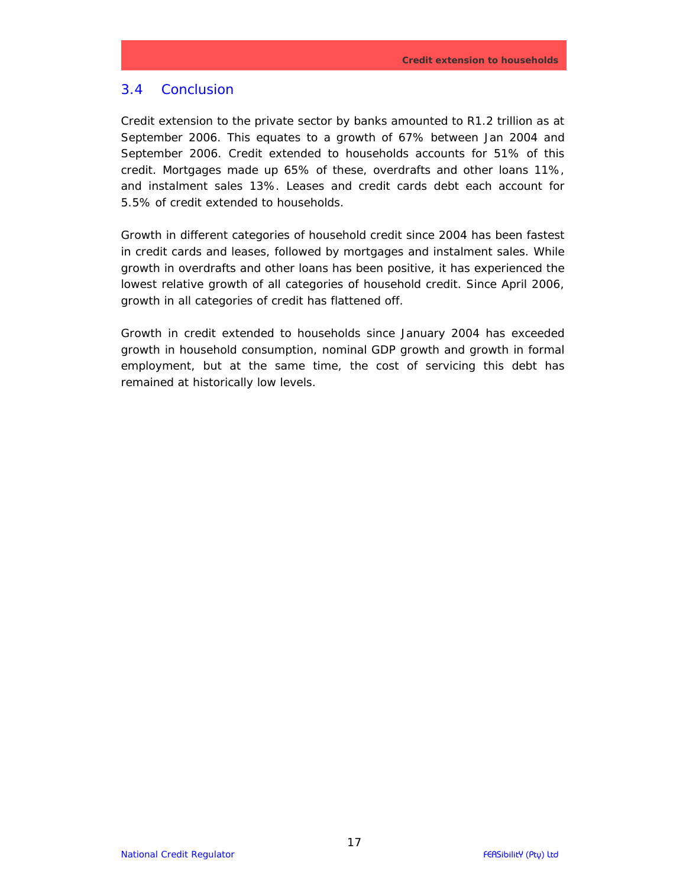## 3.4 Conclusion

Credit extension to the private sector by banks amounted to R1.2 trillion as at September 2006. This equates to a growth of 67% between Jan 2004 and September 2006. Credit extended to households accounts for 51% of this credit. Mortgages made up 65% of these, overdrafts and other loans 11%, and instalment sales 13%. Leases and credit cards debt each account for 5.5% of credit extended to households.

Growth in different categories of household credit since 2004 has been fastest in credit cards and leases, followed by mortgages and instalment sales. While growth in overdrafts and other loans has been positive, it has experienced the lowest relative growth of all categories of household credit. Since April 2006, growth in all categories of credit has flattened off.

Growth in credit extended to households since January 2004 has exceeded growth in household consumption, nominal GDP growth and growth in formal employment, but at the same time, the cost of servicing this debt has remained at historically low levels.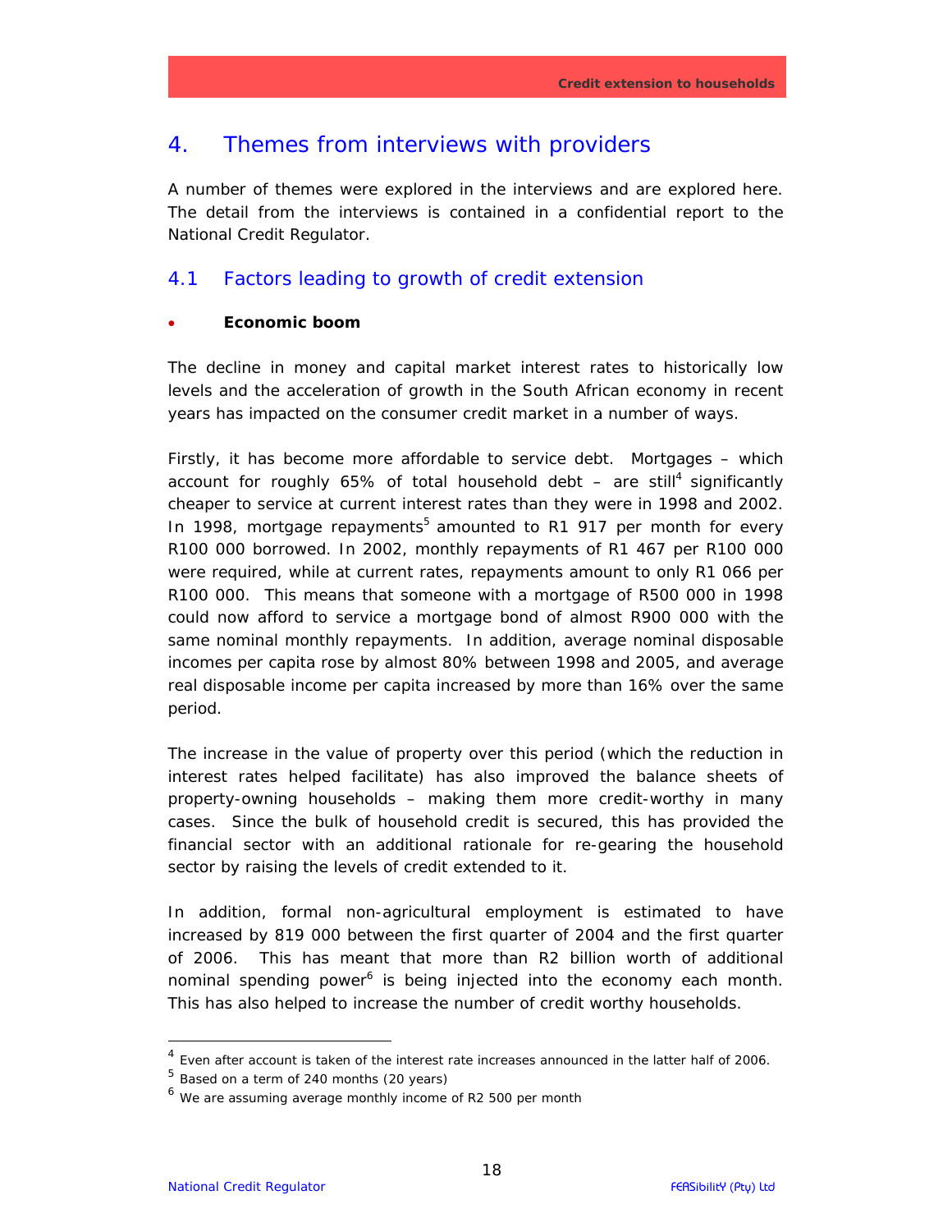# 4. Themes from interviews with providers

A number of themes were explored in the interviews and are explored here. The detail from the interviews is contained in a confidential report to the National Credit Regulator.

## 4.1 Factors leading to growth of credit extension

- **Economic boom**

The decline in money and capital market interest rates to historically low levels and the acceleration of growth in the South African economy in recent years has impacted on the consumer credit market in a number of ways.

Firstly, it has become more affordable to service debt. Mortgages – which account for roughly 65% of total household debt – are still[4] significantly cheaper to service at current interest rates than they were in 1998 and 2002. In 1998, mortgage repayments[5] amounted to R1 917 per month for every R100 000 borrowed. In 2002, monthly repayments of R1 467 per R100 000 were required, while at current rates, repayments amount to only R1 066 per R100 000. This means that someone with a mortgage of R500 000 in 1998 could now afford to service a mortgage bond of almost R900 000 with the same nominal monthly repayments. In addition, average nominal disposable incomes per capita rose by almost 80% between 1998 and 2005, and average real disposable income per capita increased by more than 16% over the same period.

The increase in the value of property over this period (which the reduction in interest rates helped facilitate) has also improved the balance sheets of property-owning households – making them more credit-worthy in many cases. Since the bulk of household credit is secured, this has provided the financial sector with an additional rationale for re-gearing the household sector by raising the levels of credit extended to it.

In addition, formal non-agricultural employment is estimated to have increased by 819 000 between the first quarter of 2004 and the first quarter of 2006. This has meant that more than R2 billion worth of additional nominal spending power[6] is being injected into the economy each month. This has also helped to increase the number of credit worthy households.

---

[4] Even after account is taken of the interest rate increases announced in the latter half of 2006.

[5] Based on a term of 240 months (20 years)

[6] We are assuming average monthly income of R2 500 per month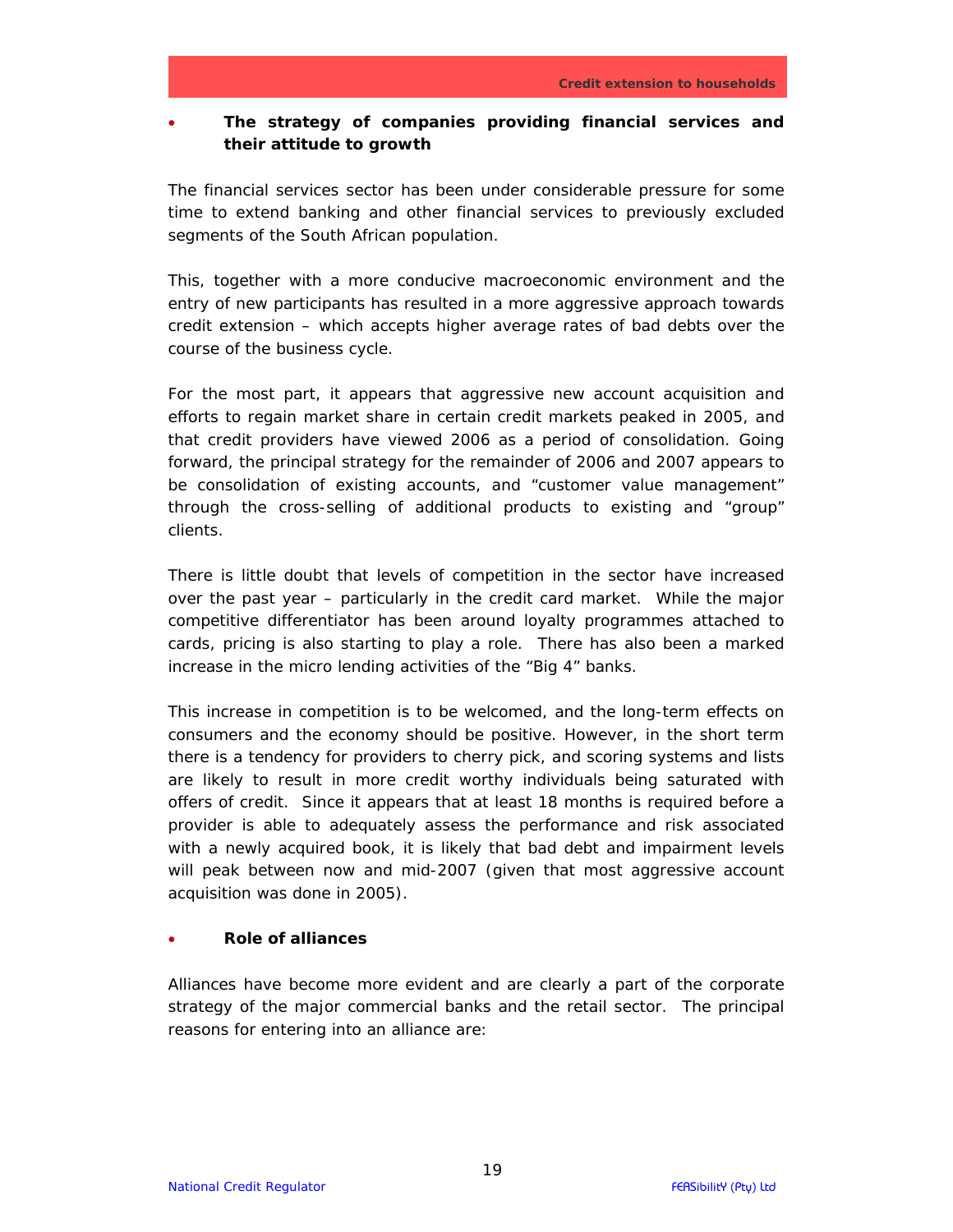- **The strategy of companies providing financial services and their attitude to growth**

The financial services sector has been under considerable pressure for some time to extend banking and other financial services to previously excluded segments of the South African population.

This, together with a more conducive macroeconomic environment and the entry of new participants has resulted in a more aggressive approach towards credit extension – which accepts higher average rates of bad debts over the course of the business cycle.

For the most part, it appears that aggressive new account acquisition and efforts to regain market share in certain credit markets peaked in 2005, and that credit providers have viewed 2006 as a period of consolidation. Going forward, the principal strategy for the remainder of 2006 and 2007 appears to be consolidation of existing accounts, and "customer value management" through the cross-selling of additional products to existing and "group" clients.

There is little doubt that levels of competition in the sector have increased over the past year – particularly in the credit card market. While the major competitive differentiator has been around loyalty programmes attached to cards, pricing is also starting to play a role. There has also been a marked increase in the micro lending activities of the "Big 4" banks.

This increase in competition is to be welcomed, and the long-term effects on consumers and the economy should be positive. However, in the short term there is a tendency for providers to cherry pick, and scoring systems and lists are likely to result in more credit worthy individuals being saturated with offers of credit. Since it appears that at least 18 months is required before a provider is able to adequately assess the performance and risk associated with a newly acquired book, it is likely that bad debt and impairment levels will peak between now and mid-2007 (given that most aggressive account acquisition was done in 2005).

- **Role of alliances**

Alliances have become more evident and are clearly a part of the corporate strategy of the major commercial banks and the retail sector. The principal reasons for entering into an alliance are: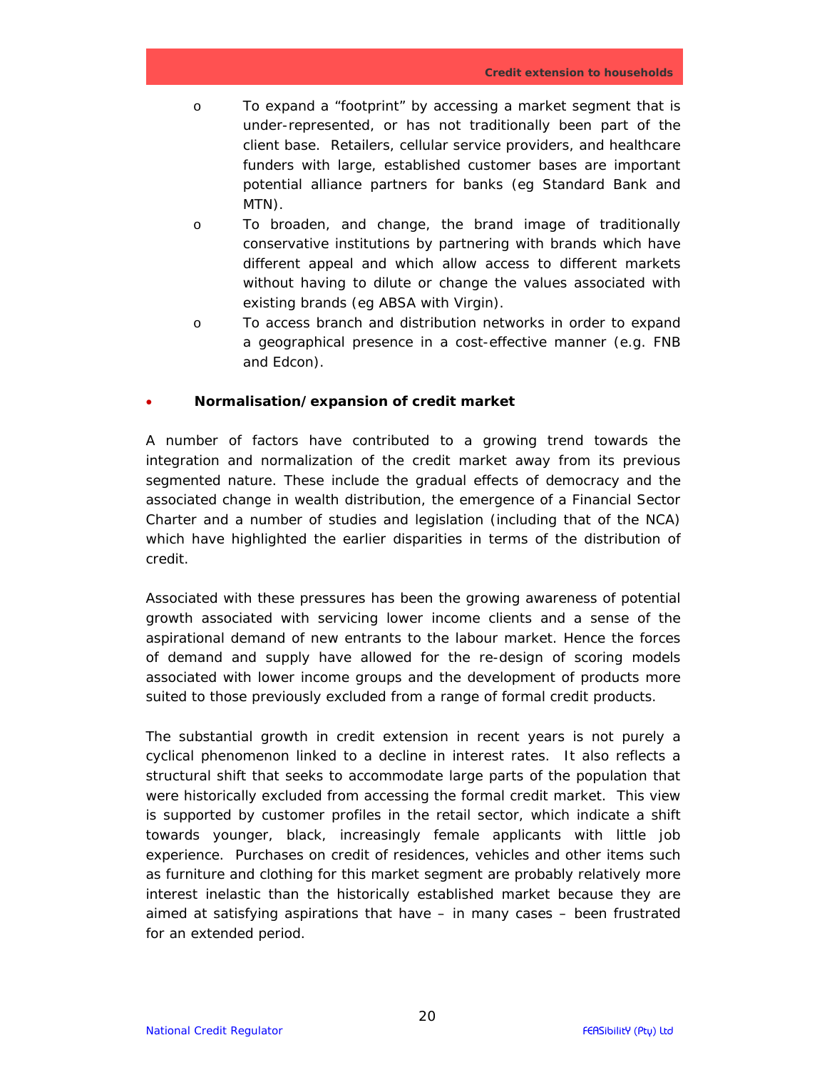- To expand a "footprint" by accessing a market segment that is under-represented, or has not traditionally been part of the client base. Retailers, cellular service providers, and healthcare funders with large, established customer bases are important potential alliance partners for banks (eg Standard Bank and MTN).
- To broaden, and change, the brand image of traditionally conservative institutions by partnering with brands which have different appeal and which allow access to different markets without having to dilute or change the values associated with existing brands (eg ABSA with Virgin).
- To access branch and distribution networks in order to expand a geographical presence in a cost-effective manner (e.g. FNB and Edcon).

- **Normalisation/expansion of credit market**

A number of factors have contributed to a growing trend towards the integration and normalization of the credit market away from its previous segmented nature. These include the gradual effects of democracy and the associated change in wealth distribution, the emergence of a Financial Sector Charter and a number of studies and legislation (including that of the NCA) which have highlighted the earlier disparities in terms of the distribution of credit.

Associated with these pressures has been the growing awareness of potential growth associated with servicing lower income clients and a sense of the aspirational demand of new entrants to the labour market. Hence the forces of demand and supply have allowed for the re-design of scoring models associated with lower income groups and the development of products more suited to those previously excluded from a range of formal credit products.

The substantial growth in credit extension in recent years is not purely a cyclical phenomenon linked to a decline in interest rates. It also reflects a structural shift that seeks to accommodate large parts of the population that were historically excluded from accessing the formal credit market. This view is supported by customer profiles in the retail sector, which indicate a shift towards younger, black, increasingly female applicants with little job experience. Purchases on credit of residences, vehicles and other items such as furniture and clothing for this market segment are probably relatively more interest inelastic than the historically established market because they are aimed at satisfying aspirations that have – in many cases – been frustrated for an extended period.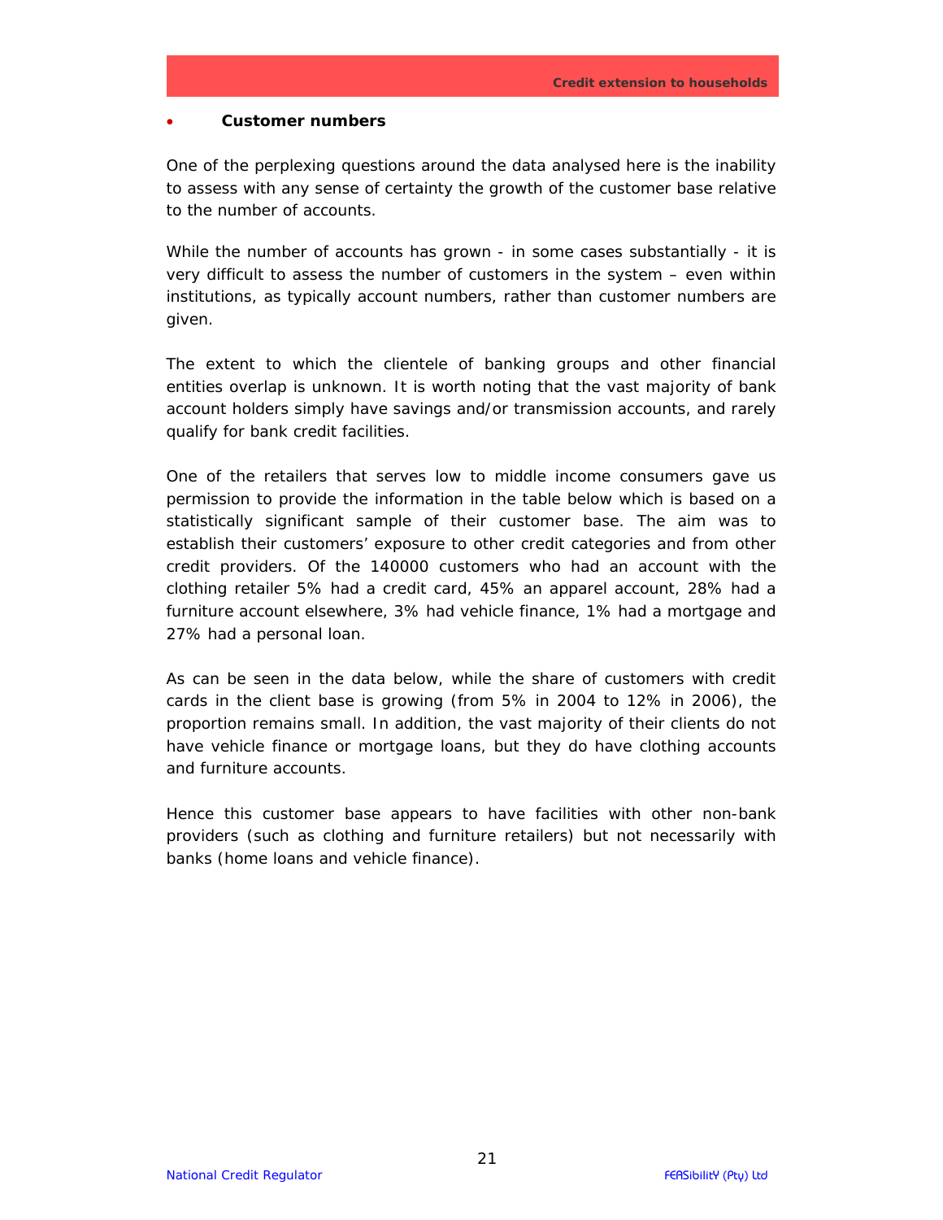- **Customer numbers**

One of the perplexing questions around the data analysed here is the inability to assess with any sense of certainty the growth of the customer base relative to the number of accounts.

While the number of accounts has grown - in some cases substantially - it is very difficult to assess the number of customers in the system – even within institutions, as typically account numbers, rather than customer numbers are given.

The extent to which the clientele of banking groups and other financial entities overlap is unknown. It is worth noting that the vast majority of bank account holders simply have savings and/or transmission accounts, and rarely qualify for bank credit facilities.

One of the retailers that serves low to middle income consumers gave us permission to provide the information in the table below which is based on a statistically significant sample of their customer base. The aim was to establish their customers' exposure to other credit categories and from other credit providers. Of the 140000 customers who had an account with the clothing retailer 5% had a credit card, 45% an apparel account, 28% had a furniture account elsewhere, 3% had vehicle finance, 1% had a mortgage and 27% had a personal loan.

As can be seen in the data below, while the share of customers with credit cards in the client base is growing (from 5% in 2004 to 12% in 2006), the proportion remains small. In addition, the vast majority of their clients do not have vehicle finance or mortgage loans, but they do have clothing accounts and furniture accounts.

Hence this customer base appears to have facilities with other non-bank providers (such as clothing and furniture retailers) but not necessarily with banks (home loans and vehicle finance).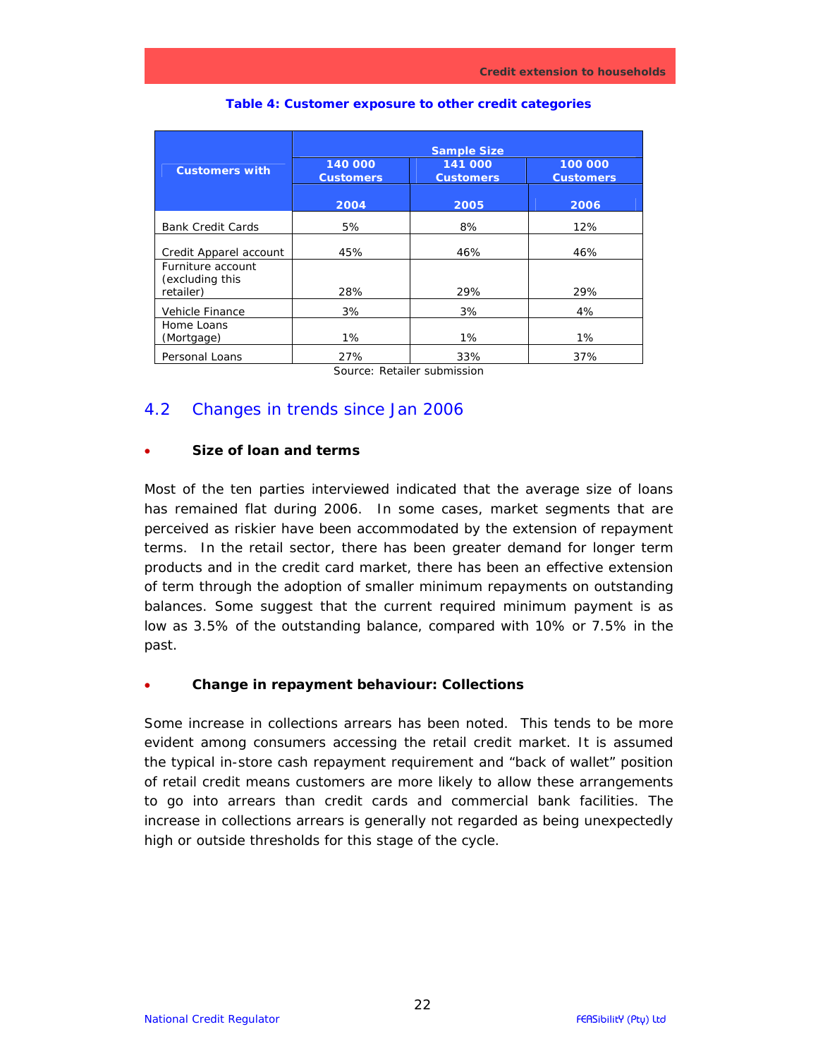**Table 4: Customer exposure to other credit categories**

| Customers with | Sample Size | | |
|---|---|---|---|
| | 140 000 Customers | 141 000 Customers | 100 000 Customers |
| | 2004 | 2005 | 2006 |
| Bank Credit Cards | 5% | 8% | 12% |
| Credit Apparel account | 45% | 46% | 46% |
| Furniture account (excluding this retailer) | 28% | 29% | 29% |
| Vehicle Finance | 3% | 3% | 4% |
| Home Loans (Mortgage) | 1% | 1% | 1% |
| Personal Loans | 27% | 33% | 37% |

Source: Retailer submission

## 4.2 Changes in trends since Jan 2006

- **Size of loan and terms**

Most of the ten parties interviewed indicated that the average size of loans has remained flat during 2006. In some cases, market segments that are perceived as riskier have been accommodated by the extension of repayment terms. In the retail sector, there has been greater demand for longer term products and in the credit card market, there has been an effective extension of term through the adoption of smaller minimum repayments on outstanding balances. Some suggest that the current required minimum payment is as low as 3.5% of the outstanding balance, compared with 10% or 7.5% in the past.

- **Change in repayment behaviour: Collections**

Some increase in collections arrears has been noted. This tends to be more evident among consumers accessing the retail credit market. It is assumed the typical in-store cash repayment requirement and "back of wallet" position of retail credit means customers are more likely to allow these arrangements to go into arrears than credit cards and commercial bank facilities. The increase in collections arrears is generally not regarded as being unexpectedly high or outside thresholds for this stage of the cycle.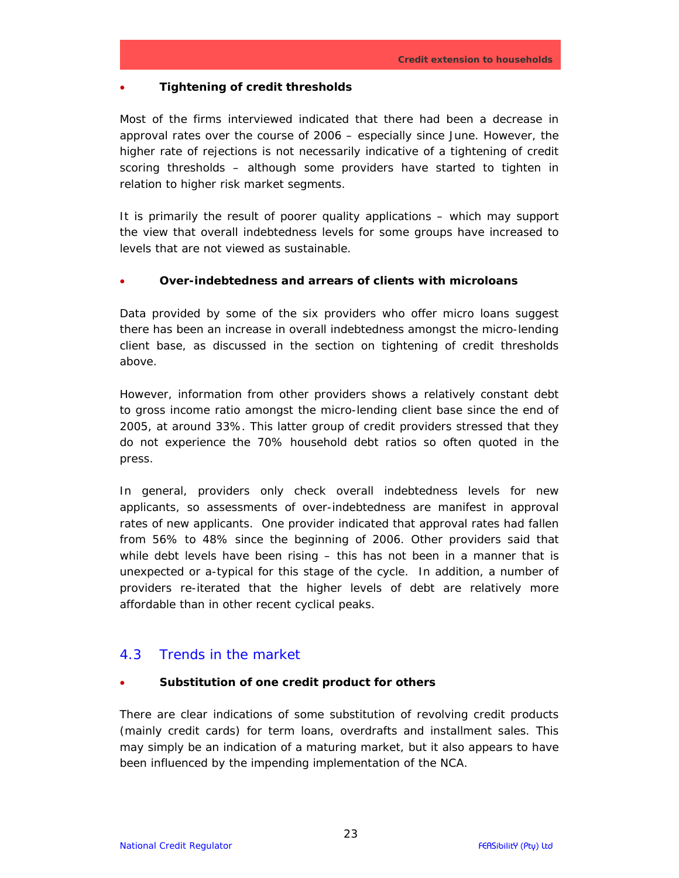- **Tightening of credit thresholds**

Most of the firms interviewed indicated that there had been a decrease in approval rates over the course of 2006 – especially since June. However, the higher rate of rejections is not necessarily indicative of a tightening of credit scoring thresholds – although some providers have started to tighten in relation to higher risk market segments.

It is primarily the result of poorer quality applications – which may support the view that overall indebtedness levels for some groups have increased to levels that are not viewed as sustainable.

- **Over-indebtedness and arrears of clients with microloans**

Data provided by some of the six providers who offer micro loans suggest there has been an increase in overall indebtedness amongst the micro-lending client base, as discussed in the section on tightening of credit thresholds above.

However, information from other providers shows a relatively constant debt to gross income ratio amongst the micro-lending client base since the end of 2005, at around 33%. This latter group of credit providers stressed that they do not experience the 70% household debt ratios so often quoted in the press.

In general, providers only check overall indebtedness levels for new applicants, so assessments of over-indebtedness are manifest in approval rates of new applicants. One provider indicated that approval rates had fallen from 56% to 48% since the beginning of 2006. Other providers said that while debt levels have been rising – this has not been in a manner that is unexpected or a-typical for this stage of the cycle. In addition, a number of providers re-iterated that the higher levels of debt are relatively more affordable than in other recent cyclical peaks.

## 4.3 Trends in the market

- **Substitution of one credit product for others**

There are clear indications of some substitution of revolving credit products (mainly credit cards) for term loans, overdrafts and installment sales. This may simply be an indication of a maturing market, but it also appears to have been influenced by the impending implementation of the NCA.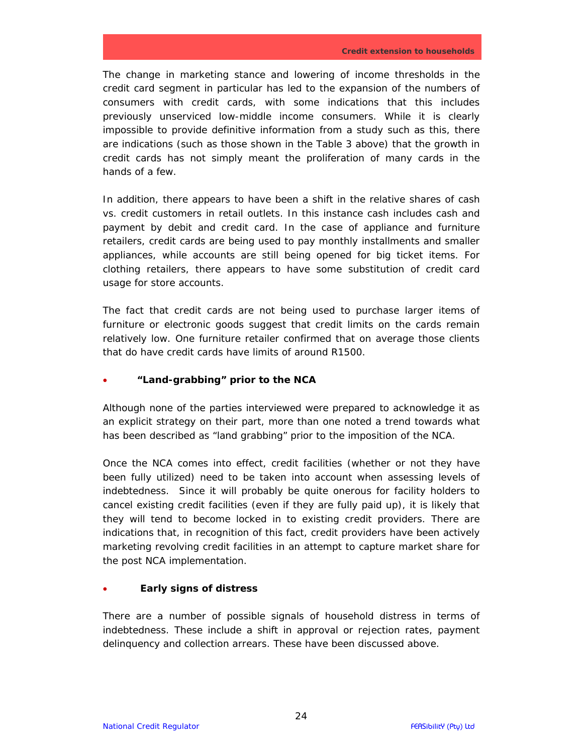The change in marketing stance and lowering of income thresholds in the credit card segment in particular has led to the expansion of the numbers of consumers with credit cards, with some indications that this includes previously unserviced low-middle income consumers. While it is clearly impossible to provide definitive information from a study such as this, there are indications (such as those shown in the Table 3 above) that the growth in credit cards has not simply meant the proliferation of many cards in the hands of a few.

In addition, there appears to have been a shift in the relative shares of cash vs. credit customers in retail outlets. In this instance cash includes cash and payment by debit and credit card. In the case of appliance and furniture retailers, credit cards are being used to pay monthly installments and smaller appliances, while accounts are still being opened for big ticket items. For clothing retailers, there appears to have some substitution of credit card usage for store accounts.

The fact that credit cards are not being used to purchase larger items of furniture or electronic goods suggest that credit limits on the cards remain relatively low. One furniture retailer confirmed that on average those clients that do have credit cards have limits of around R1500.

- **"Land-grabbing" prior to the NCA**

Although none of the parties interviewed were prepared to acknowledge it as an explicit strategy on their part, more than one noted a trend towards what has been described as "land grabbing" prior to the imposition of the NCA.

Once the NCA comes into effect, credit facilities (whether or not they have been fully utilized) need to be taken into account when assessing levels of indebtedness. Since it will probably be quite onerous for facility holders to cancel existing credit facilities (even if they are fully paid up), it is likely that they will tend to become locked in to existing credit providers. There are indications that, in recognition of this fact, credit providers have been actively marketing revolving credit facilities in an attempt to capture market share for the post NCA implementation.

- **Early signs of distress**

There are a number of possible signals of household distress in terms of indebtedness. These include a shift in approval or rejection rates, payment delinquency and collection arrears. These have been discussed above.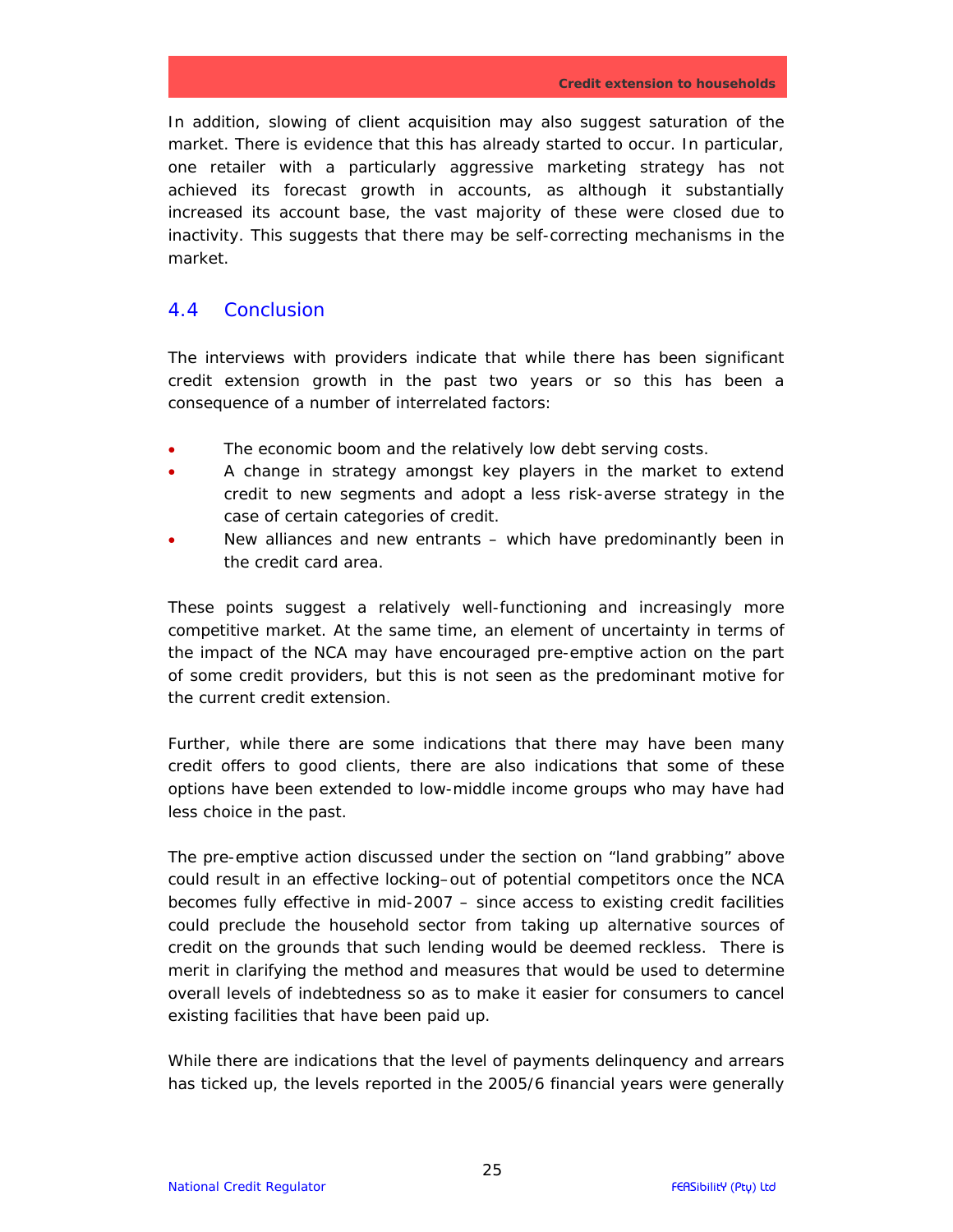In addition, slowing of client acquisition may also suggest saturation of the market. There is evidence that this has already started to occur. In particular, one retailer with a particularly aggressive marketing strategy has not achieved its forecast growth in accounts, as although it substantially increased its account base, the vast majority of these were closed due to inactivity. This suggests that there may be self-correcting mechanisms in the market.

## 4.4 Conclusion

The interviews with providers indicate that while there has been significant credit extension growth in the past two years or so this has been a consequence of a number of interrelated factors:

- The economic boom and the relatively low debt serving costs.
- A change in strategy amongst key players in the market to extend credit to new segments and adopt a less risk-averse strategy in the case of certain categories of credit.
- New alliances and new entrants – which have predominantly been in the credit card area.

These points suggest a relatively well-functioning and increasingly more competitive market. At the same time, an element of uncertainty in terms of the impact of the NCA may have encouraged pre-emptive action on the part of some credit providers, but this is not seen as the predominant motive for the current credit extension.

Further, while there are some indications that there may have been many credit offers to good clients, there are also indications that some of these options have been extended to low-middle income groups who may have had less choice in the past.

The pre-emptive action discussed under the section on "land grabbing" above could result in an effective locking–out of potential competitors once the NCA becomes fully effective in mid-2007 – since access to existing credit facilities could preclude the household sector from taking up alternative sources of credit on the grounds that such lending would be deemed reckless. There is merit in clarifying the method and measures that would be used to determine overall levels of indebtedness so as to make it easier for consumers to cancel existing facilities that have been paid up.

While there are indications that the level of payments delinquency and arrears has ticked up, the levels reported in the 2005/6 financial years were generally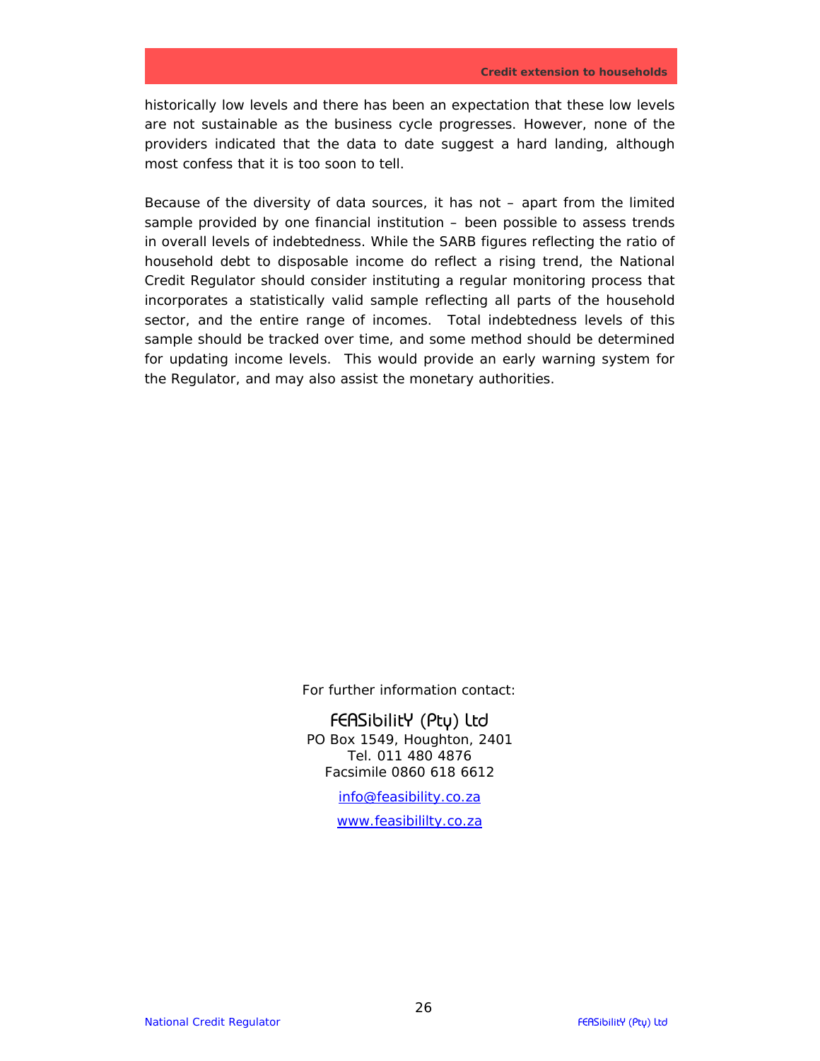historically low levels and there has been an expectation that these low levels are not sustainable as the business cycle progresses. However, none of the providers indicated that the data to date suggest a hard landing, although most confess that it is too soon to tell.

Because of the diversity of data sources, it has not – apart from the limited sample provided by one financial institution – been possible to assess trends in overall levels of indebtedness. While the SARB figures reflecting the ratio of household debt to disposable income do reflect a rising trend, the National Credit Regulator should consider instituting a regular monitoring process that incorporates a statistically valid sample reflecting all parts of the household sector, and the entire range of incomes. Total indebtedness levels of this sample should be tracked over time, and some method should be determined for updating income levels. This would provide an early warning system for the Regulator, and may also assist the monetary authorities.

For further information contact:

FEASibilitY (Pty) Ltd
PO Box 1549, Houghton, 2401
Tel. 011 480 4876
Facsimile 0860 618 6612

info@feasibility.co.za

www.feasibililty.co.za